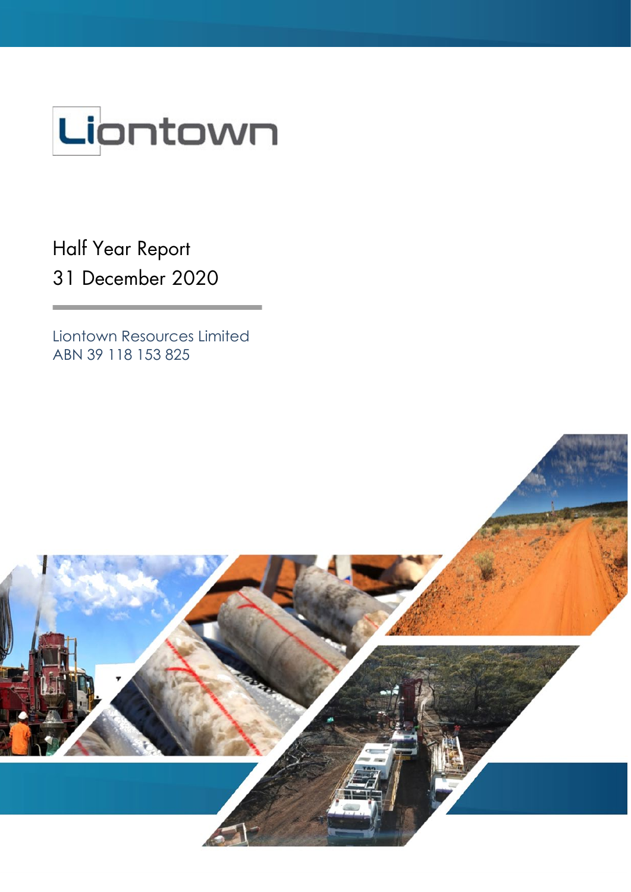Liontown

# Half Year Report
# 31 December 2020

Liontown Resources Limited
ABN 39 118 153 825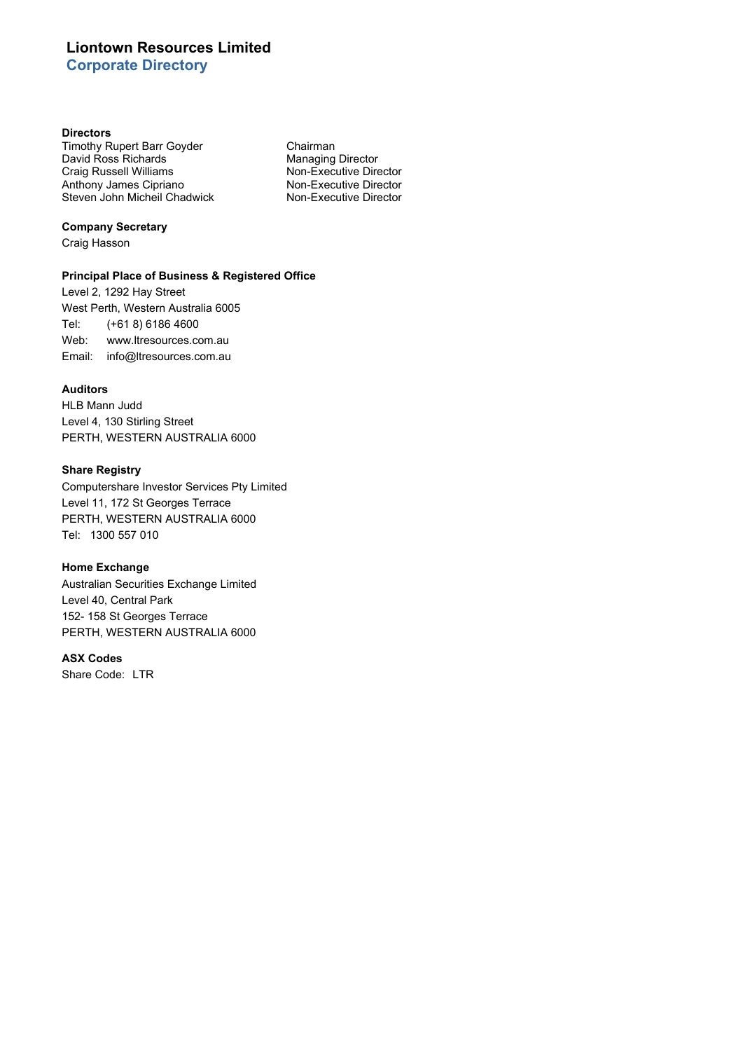# Liontown Resources Limited
## Corporate Directory

**Directors**

| | |
|---|---|
| Timothy Rupert Barr Goyder | Chairman |
| David Ross Richards | Managing Director |
| Craig Russell Williams | Non-Executive Director |
| Anthony James Cipriano | Non-Executive Director |
| Steven John Micheil Chadwick | Non-Executive Director |

**Company Secretary**

Craig Hasson

**Principal Place of Business & Registered Office**

Level 2, 1292 Hay Street
West Perth, Western Australia 6005
Tel: (+61 8) 6186 4600
Web: www.ltresources.com.au
Email: info@ltresources.com.au

**Auditors**

HLB Mann Judd
Level 4, 130 Stirling Street
PERTH, WESTERN AUSTRALIA 6000

**Share Registry**

Computershare Investor Services Pty Limited
Level 11, 172 St Georges Terrace
PERTH, WESTERN AUSTRALIA 6000
Tel: 1300 557 010

**Home Exchange**

Australian Securities Exchange Limited
Level 40, Central Park
152- 158 St Georges Terrace
PERTH, WESTERN AUSTRALIA 6000

**ASX Codes**

Share Code: LTR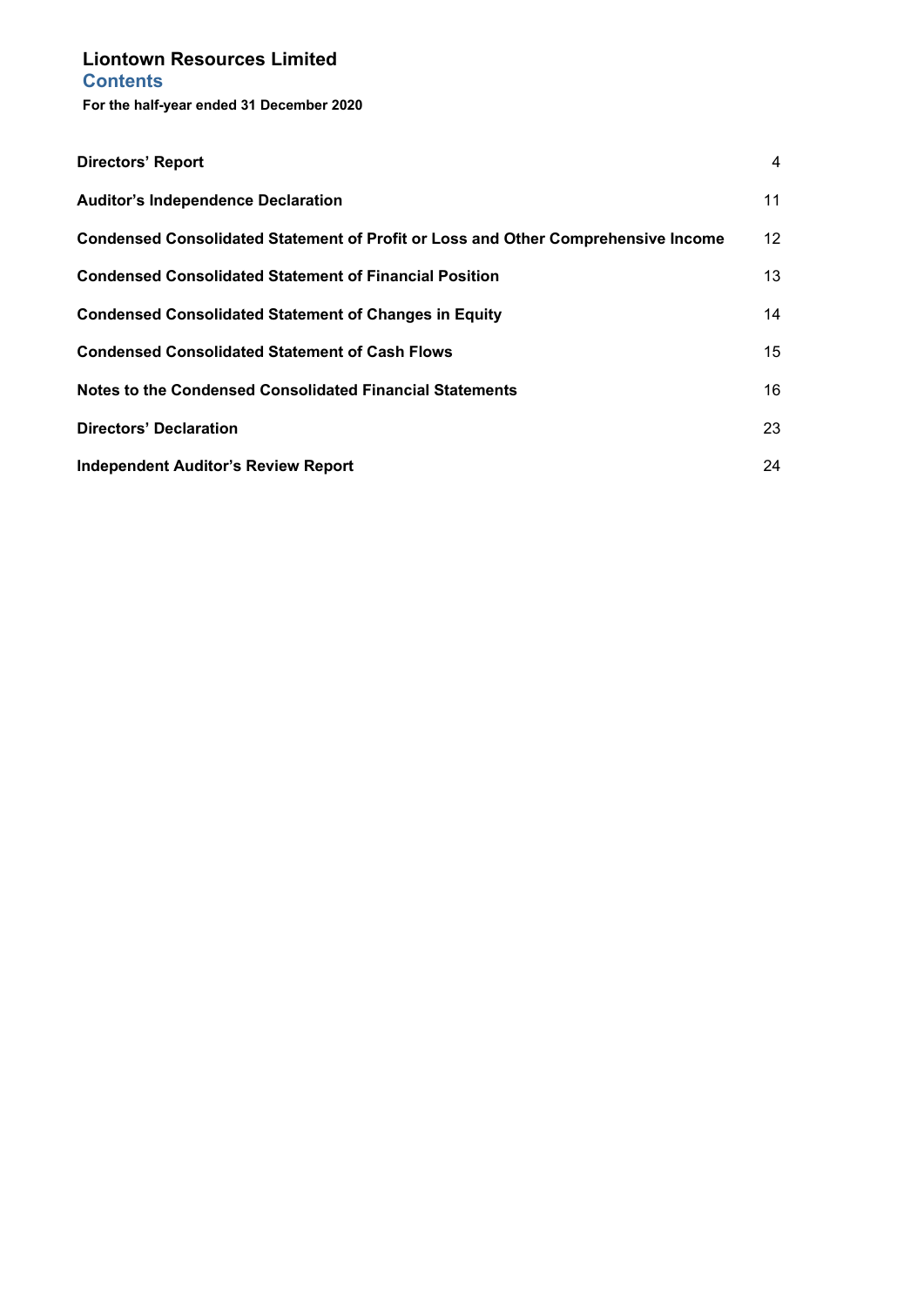# Liontown Resources Limited

## Contents

**For the half-year ended 31 December 2020**

| | |
|---|---|
| **Directors' Report** | 4 |
| **Auditor's Independence Declaration** | 11 |
| **Condensed Consolidated Statement of Profit or Loss and Other Comprehensive Income** | 12 |
| **Condensed Consolidated Statement of Financial Position** | 13 |
| **Condensed Consolidated Statement of Changes in Equity** | 14 |
| **Condensed Consolidated Statement of Cash Flows** | 15 |
| **Notes to the Condensed Consolidated Financial Statements** | 16 |
| **Directors' Declaration** | 23 |
| **Independent Auditor's Review Report** | 24 |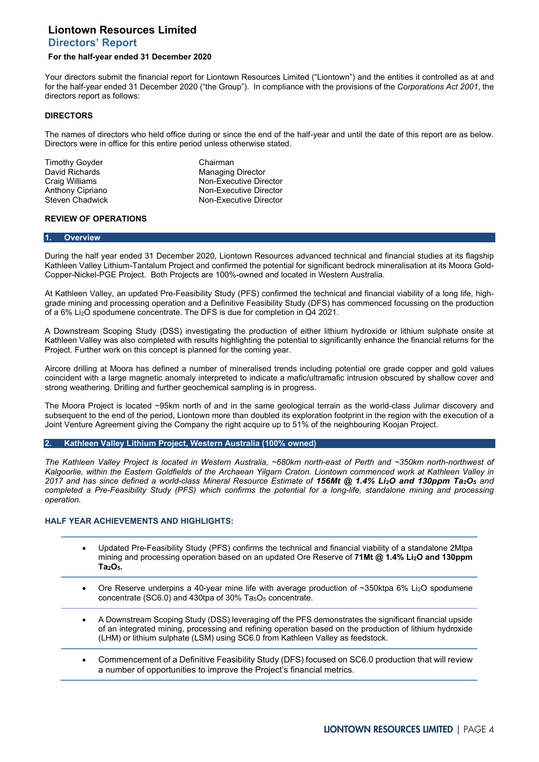# Liontown Resources Limited

## Directors' Report

**For the half-year ended 31 December 2020**

Your directors submit the financial report for Liontown Resources Limited ("Liontown") and the entities it controlled as at and for the half-year ended 31 December 2020 ("the Group"). In compliance with the provisions of the *Corporations Act 2001*, the directors report as follows:

### DIRECTORS

The names of directors who held office during or since the end of the half-year and until the date of this report are as below. Directors were in office for this entire period unless otherwise stated.

| | |
|---|---|
| Timothy Goyder | Chairman |
| David Richards | Managing Director |
| Craig Williams | Non-Executive Director |
| Anthony Cipriano | Non-Executive Director |
| Steven Chadwick | Non-Executive Director |

### REVIEW OF OPERATIONS

#### 1. Overview

During the half year ended 31 December 2020, Liontown Resources advanced technical and financial studies at its flagship Kathleen Valley Lithium-Tantalum Project and confirmed the potential for significant bedrock mineralisation at its Moora Gold-Copper-Nickel-PGE Project. Both Projects are 100%-owned and located in Western Australia.

At Kathleen Valley, an updated Pre-Feasibility Study (PFS) confirmed the technical and financial viability of a long life, high-grade mining and processing operation and a Definitive Feasibility Study (DFS) has commenced focussing on the production of a 6% $Li_2O$ spodumene concentrate. The DFS is due for completion in Q4 2021.

A Downstream Scoping Study (DSS) investigating the production of either lithium hydroxide or lithium sulphate onsite at Kathleen Valley was also completed with results highlighting the potential to significantly enhance the financial returns for the Project. Further work on this concept is planned for the coming year.

Aircore drilling at Moora has defined a number of mineralised trends including potential ore grade copper and gold values coincident with a large magnetic anomaly interpreted to indicate a mafic/ultramafic intrusion obscured by shallow cover and strong weathering. Drilling and further geochemical sampling is in progress.

The Moora Project is located ~95km north of and in the same geological terrain as the world-class Julimar discovery and subsequent to the end of the period, Liontown more than doubled its exploration footprint in the region with the execution of a Joint Venture Agreement giving the Company the right acquire up to 51% of the neighbouring Koojan Project.

#### 2. Kathleen Valley Lithium Project, Western Australia (100% owned)

*The Kathleen Valley Project is located in Western Australia, ~680km north-east of Perth and ~350km north-northwest of Kalgoorlie, within the Eastern Goldfields of the Archaean Yilgarn Craton. Liontown commenced work at Kathleen Valley in 2017 and has since defined a world-class Mineral Resource Estimate of* ***156Mt @ 1.4% $Li_2O$ and 130ppm $Ta_2O_5$*** *and completed a Pre-Feasibility Study (PFS) which confirms the potential for a long-life, standalone mining and processing operation.*

**HALF YEAR ACHIEVEMENTS AND HIGHLIGHTS:**

- Updated Pre-Feasibility Study (PFS) confirms the technical and financial viability of a standalone 2Mtpa mining and processing operation based on an updated Ore Reserve of **71Mt @ 1.4% $Li_2O$ and 130ppm $Ta_2O_5$.**
- Ore Reserve underpins a 40-year mine life with average production of ~350ktpa 6% $Li_2O$ spodumene concentrate (SC6.0) and 430tpa of 30% $Ta_5O_5$ concentrate.
- A Downstream Scoping Study (DSS) leveraging off the PFS demonstrates the significant financial upside of an integrated mining, processing and refining operation based on the production of lithium hydroxide (LHM) or lithium sulphate (LSM) using SC6.0 from Kathleen Valley as feedstock.
- Commencement of a Definitive Feasibility Study (DFS) focused on SC6.0 production that will review a number of opportunities to improve the Project's financial metrics.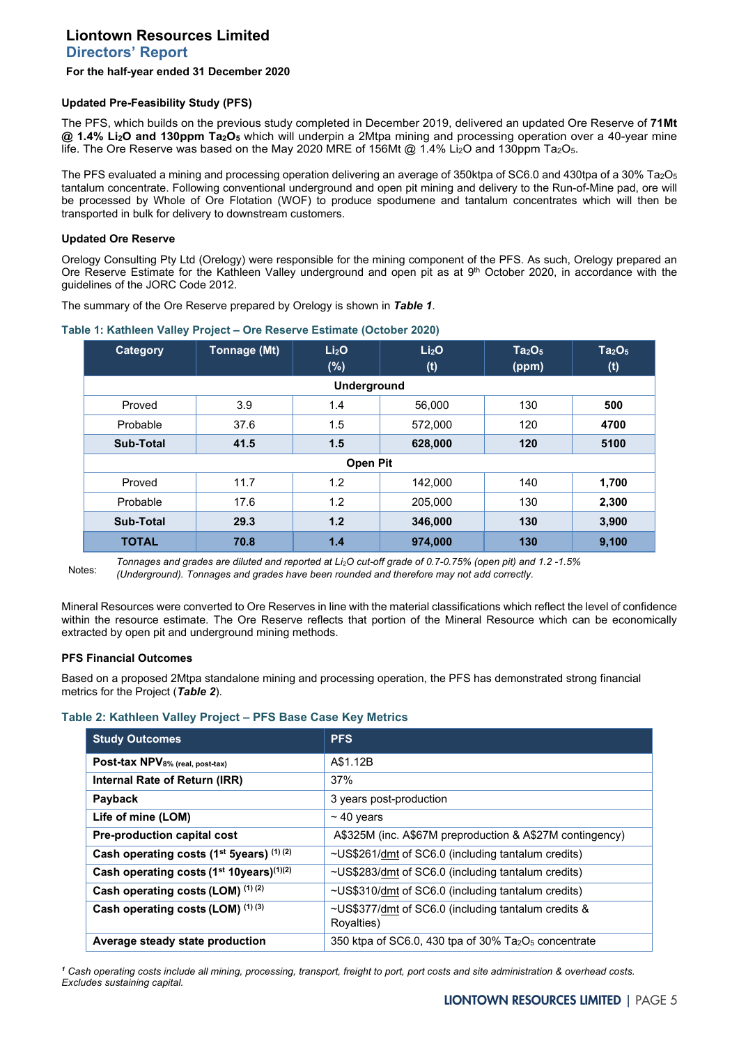## Updated Pre-Feasibility Study (PFS)

The PFS, which builds on the previous study completed in December 2019, delivered an updated Ore Reserve of **71Mt @ 1.4% $Li_2O$ and 130ppm $Ta_2O_5$** which will underpin a 2Mtpa mining and processing operation over a 40-year mine life. The Ore Reserve was based on the May 2020 MRE of 156Mt @ 1.4% $Li_2O$ and 130ppm $Ta_2O_5$.

The PFS evaluated a mining and processing operation delivering an average of 350ktpa of SC6.0 and 430tpa of a 30% $Ta_2O_5$ tantalum concentrate. Following conventional underground and open pit mining and delivery to the Run-of-Mine pad, ore will be processed by Whole of Ore Flotation (WOF) to produce spodumene and tantalum concentrates which will then be transported in bulk for delivery to downstream customers.

## Updated Ore Reserve

Orelogy Consulting Pty Ltd (Orelogy) were responsible for the mining component of the PFS. As such, Orelogy prepared an Ore Reserve Estimate for the Kathleen Valley underground and open pit as at 9th October 2020, in accordance with the guidelines of the JORC Code 2012.

The summary of the Ore Reserve prepared by Orelogy is shown in ***Table 1***.

**Table 1: Kathleen Valley Project – Ore Reserve Estimate (October 2020)**

| Category | Tonnage (Mt) | $Li_2O$ (%) | $Li_2O$ (t) | $Ta_2O_5$ (ppm) | $Ta_2O_5$ (t) |
|---|---|---|---|---|---|
| **Underground** | | | | | |
| Proved | 3.9 | 1.4 | 56,000 | 130 | **500** |
| Probable | 37.6 | 1.5 | 572,000 | 120 | **4700** |
| **Sub-Total** | **41.5** | **1.5** | **628,000** | **120** | **5100** |
| **Open Pit** | | | | | |
| Proved | 11.7 | 1.2 | 142,000 | 140 | **1,700** |
| Probable | 17.6 | 1.2 | 205,000 | 130 | **2,300** |
| **Sub-Total** | **29.3** | **1.2** | **346,000** | **130** | **3,900** |
| **TOTAL** | **70.8** | **1.4** | **974,000** | **130** | **9,100** |

Notes: *Tonnages and grades are diluted and reported at $Li_2O$ cut-off grade of 0.7-0.75% (open pit) and 1.2 -1.5% (Underground). Tonnages and grades have been rounded and therefore may not add correctly.*

Mineral Resources were converted to Ore Reserves in line with the material classifications which reflect the level of confidence within the resource estimate. The Ore Reserve reflects that portion of the Mineral Resource which can be economically extracted by open pit and underground mining methods.

## PFS Financial Outcomes

Based on a proposed 2Mtpa standalone mining and processing operation, the PFS has demonstrated strong financial metrics for the Project (***Table 2***).

**Table 2: Kathleen Valley Project – PFS Base Case Key Metrics**

| Study Outcomes | PFS |
|---|---|
| **Post-tax $NPV_{8\%\ (real,\ post\text{-}tax)}$** | A$1.12B |
| **Internal Rate of Return (IRR)** | 37% |
| **Payback** | 3 years post-production |
| **Life of mine (LOM)** | ~ 40 years |
| **Pre-production capital cost** | A$325M (inc. A$67M preproduction & A$27M contingency) |
| **Cash operating costs (1st 5years)** [(1) (2)] | ~US$261/dmt of SC6.0 (including tantalum credits) |
| **Cash operating costs (1st 10years)**[(1)(2)] | ~US$283/dmt of SC6.0 (including tantalum credits) |
| **Cash operating costs (LOM)** [(1) (2)] | ~US$310/dmt of SC6.0 (including tantalum credits) |
| **Cash operating costs (LOM)** [(1) (3)] | ~US$377/dmt of SC6.0 (including tantalum credits & Royalties) |
| **Average steady state production** | 350 ktpa of SC6.0, 430 tpa of 30% $Ta_2O_5$ concentrate |

*[1] Cash operating costs include all mining, processing, transport, freight to port, port costs and site administration & overhead costs. Excludes sustaining capital.*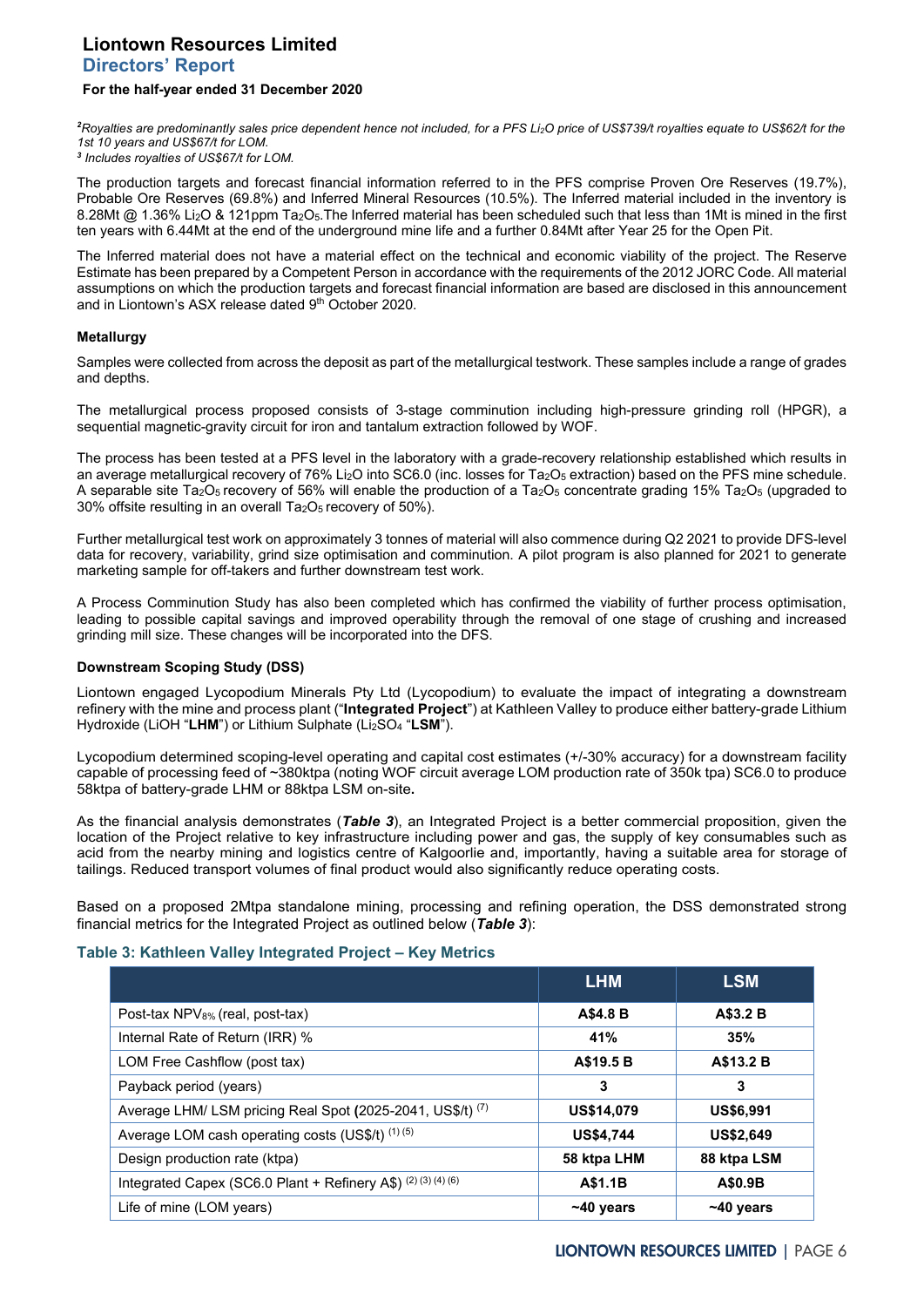[2]*Royalties are predominantly sales price dependent hence not included, for a PFS $Li_2O$ price of US$739/t royalties equate to US$62/t for the 1st 10 years and US$67/t for LOM.*
[3] *Includes royalties of US$67/t for LOM.*

The production targets and forecast financial information referred to in the PFS comprise Proven Ore Reserves (19.7%), Probable Ore Reserves (69.8%) and Inferred Mineral Resources (10.5%). The Inferred material included in the inventory is 8.28Mt @ 1.36% $Li_2O$ & 121ppm $Ta_2O_5$.The Inferred material has been scheduled such that less than 1Mt is mined in the first ten years with 6.44Mt at the end of the underground mine life and a further 0.84Mt after Year 25 for the Open Pit.

The Inferred material does not have a material effect on the technical and economic viability of the project. The Reserve Estimate has been prepared by a Competent Person in accordance with the requirements of the 2012 JORC Code. All material assumptions on which the production targets and forecast financial information are based are disclosed in this announcement and in Liontown's ASX release dated 9th October 2020.

#### Metallurgy

Samples were collected from across the deposit as part of the metallurgical testwork. These samples include a range of grades and depths.

The metallurgical process proposed consists of 3-stage comminution including high-pressure grinding roll (HPGR), a sequential magnetic-gravity circuit for iron and tantalum extraction followed by WOF.

The process has been tested at a PFS level in the laboratory with a grade-recovery relationship established which results in an average metallurgical recovery of 76% $Li_2O$ into SC6.0 (inc. losses for $Ta_2O_5$ extraction) based on the PFS mine schedule. A separable site $Ta_2O_5$ recovery of 56% will enable the production of a $Ta_2O_5$ concentrate grading 15% $Ta_2O_5$ (upgraded to 30% offsite resulting in an overall $Ta_2O_5$ recovery of 50%).

Further metallurgical test work on approximately 3 tonnes of material will also commence during Q2 2021 to provide DFS-level data for recovery, variability, grind size optimisation and comminution. A pilot program is also planned for 2021 to generate marketing sample for off-takers and further downstream test work.

A Process Comminution Study has also been completed which has confirmed the viability of further process optimisation, leading to possible capital savings and improved operability through the removal of one stage of crushing and increased grinding mill size. These changes will be incorporated into the DFS.

#### Downstream Scoping Study (DSS)

Liontown engaged Lycopodium Minerals Pty Ltd (Lycopodium) to evaluate the impact of integrating a downstream refinery with the mine and process plant ("**Integrated Project**") at Kathleen Valley to produce either battery-grade Lithium Hydroxide (LiOH "**LHM**") or Lithium Sulphate ($Li_2SO_4$ "**LSM**").

Lycopodium determined scoping-level operating and capital cost estimates (+/-30% accuracy) for a downstream facility capable of processing feed of ~380ktpa (noting WOF circuit average LOM production rate of 350k tpa) SC6.0 to produce 58ktpa of battery-grade LHM or 88ktpa LSM on-site**.**

As the financial analysis demonstrates (***Table 3***), an Integrated Project is a better commercial proposition, given the location of the Project relative to key infrastructure including power and gas, the supply of key consumables such as acid from the nearby mining and logistics centre of Kalgoorlie and, importantly, having a suitable area for storage of tailings. Reduced transport volumes of final product would also significantly reduce operating costs.

Based on a proposed 2Mtpa standalone mining, processing and refining operation, the DSS demonstrated strong financial metrics for the Integrated Project as outlined below (***Table 3***):

**Table 3: Kathleen Valley Integrated Project – Key Metrics**

| | LHM | LSM |
|---|---|---|
| Post-tax $NPV_{8\%}$ (real, post-tax) | **A$4.8 B** | **A$3.2 B** |
| Internal Rate of Return (IRR) % | **41%** | **35%** |
| LOM Free Cashflow (post tax) | **A$19.5 B** | **A$13.2 B** |
| Payback period (years) | **3** | **3** |
| Average LHM/ LSM pricing Real Spot **(**2025-2041, US$/t) (7) | **US$14,079** | **US$6,991** |
| Average LOM cash operating costs (US$/t) (1) (5) | **US$4,744** | **US$2,649** |
| Design production rate (ktpa) | **58 ktpa LHM** | **88 ktpa LSM** |
| Integrated Capex (SC6.0 Plant + Refinery A$) (2) (3) (4) (6) | **A$1.1B** | **A$0.9B** |
| Life of mine (LOM years) | **~40 years** | **~40 years** |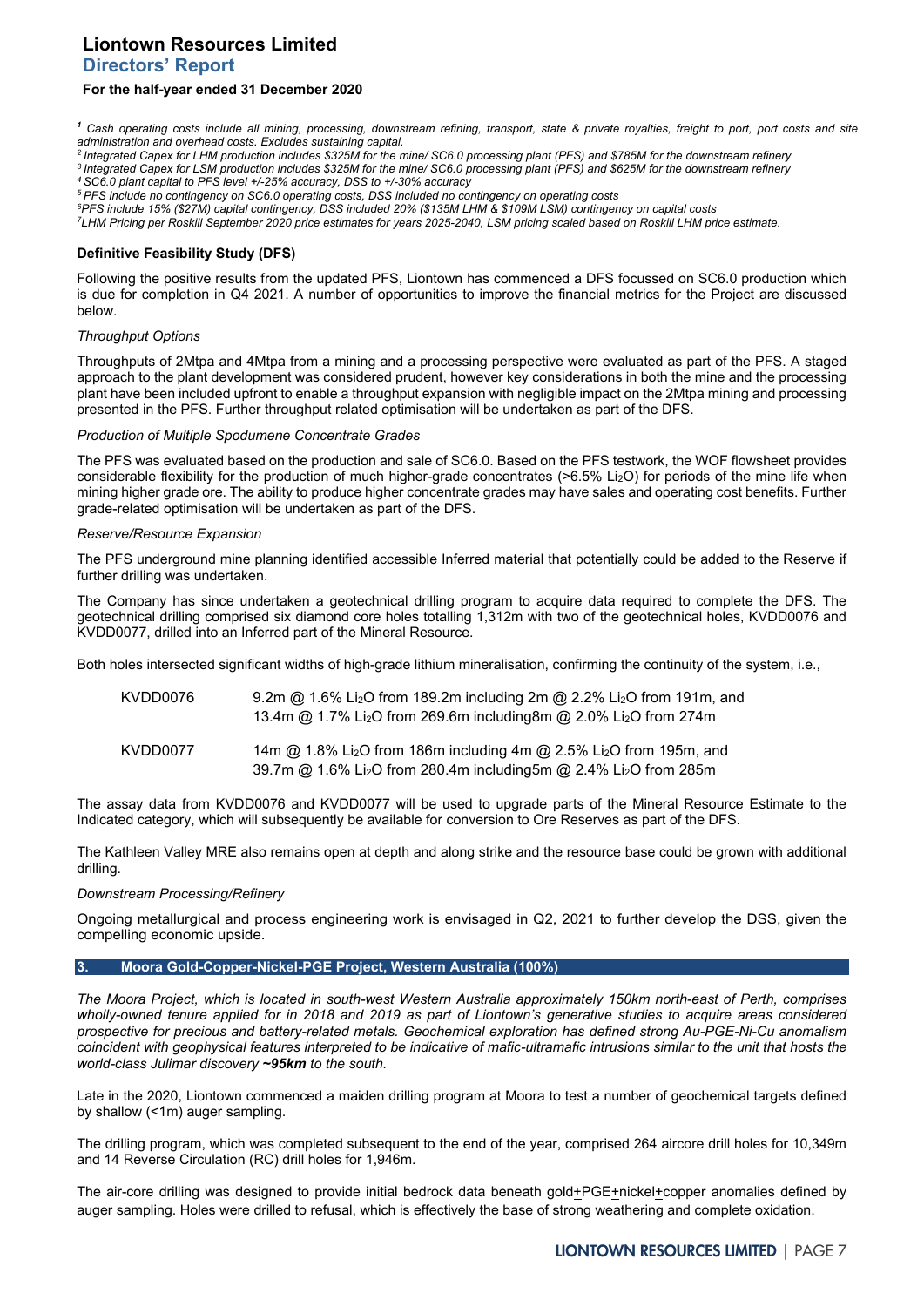# Liontown Resources Limited
## Directors' Report
### For the half-year ended 31 December 2020

*[1] Cash operating costs include all mining, processing, downstream refining, transport, state & private royalties, freight to port, port costs and site administration and overhead costs. Excludes sustaining capital.*
*[2] Integrated Capex for LHM production includes \$325M for the mine/ SC6.0 processing plant (PFS) and \$785M for the downstream refinery*
*[3] Integrated Capex for LSM production includes \$325M for the mine/ SC6.0 processing plant (PFS) and \$625M for the downstream refinery*
*[4] SC6.0 plant capital to PFS level +/-25% accuracy, DSS to +/-30% accuracy*
*[5] PFS include no contingency on SC6.0 operating costs, DSS included no contingency on operating costs*
*[6] PFS include 15% (\$27M) capital contingency, DSS included 20% (\$135M LHM & \$109M LSM) contingency on capital costs*
*[7] LHM Pricing per Roskill September 2020 price estimates for years 2025-2040, LSM pricing scaled based on Roskill LHM price estimate.*

**Definitive Feasibility Study (DFS)**

Following the positive results from the updated PFS, Liontown has commenced a DFS focussed on SC6.0 production which is due for completion in Q4 2021. A number of opportunities to improve the financial metrics for the Project are discussed below.

*Throughput Options*

Throughputs of 2Mtpa and 4Mtpa from a mining and a processing perspective were evaluated as part of the PFS. A staged approach to the plant development was considered prudent, however key considerations in both the mine and the processing plant have been included upfront to enable a throughput expansion with negligible impact on the 2Mtpa mining and processing presented in the PFS. Further throughput related optimisation will be undertaken as part of the DFS.

*Production of Multiple Spodumene Concentrate Grades*

The PFS was evaluated based on the production and sale of SC6.0. Based on the PFS testwork, the WOF flowsheet provides considerable flexibility for the production of much higher-grade concentrates (>6.5% $Li_2O$) for periods of the mine life when mining higher grade ore. The ability to produce higher concentrate grades may have sales and operating cost benefits. Further grade-related optimisation will be undertaken as part of the DFS.

*Reserve/Resource Expansion*

The PFS underground mine planning identified accessible Inferred material that potentially could be added to the Reserve if further drilling was undertaken.

The Company has since undertaken a geotechnical drilling program to acquire data required to complete the DFS. The geotechnical drilling comprised six diamond core holes totalling 1,312m with two of the geotechnical holes, KVDD0076 and KVDD0077, drilled into an Inferred part of the Mineral Resource.

Both holes intersected significant widths of high-grade lithium mineralisation, confirming the continuity of the system, i.e.,

| | |
|---|---|
| KVDD0076 | 9.2m @ 1.6% $Li_2O$ from 189.2m including 2m @ 2.2% $Li_2O$ from 191m, and<br>13.4m @ 1.7% $Li_2O$ from 269.6m including8m @ 2.0% $Li_2O$ from 274m |
| KVDD0077 | 14m @ 1.8% $Li_2O$ from 186m including 4m @ 2.5% $Li_2O$ from 195m, and<br>39.7m @ 1.6% $Li_2O$ from 280.4m including5m @ 2.4% $Li_2O$ from 285m |

The assay data from KVDD0076 and KVDD0077 will be used to upgrade parts of the Mineral Resource Estimate to the Indicated category, which will subsequently be available for conversion to Ore Reserves as part of the DFS.

The Kathleen Valley MRE also remains open at depth and along strike and the resource base could be grown with additional drilling.

*Downstream Processing/Refinery*

Ongoing metallurgical and process engineering work is envisaged in Q2, 2021 to further develop the DSS, given the compelling economic upside.

## 3. Moora Gold-Copper-Nickel-PGE Project, Western Australia (100%)

*The Moora Project, which is located in south-west Western Australia approximately 150km north-east of Perth, comprises wholly-owned tenure applied for in 2018 and 2019 as part of Liontown's generative studies to acquire areas considered prospective for precious and battery-related metals. Geochemical exploration has defined strong Au-PGE-Ni-Cu anomalism coincident with geophysical features interpreted to be indicative of mafic-ultramafic intrusions similar to the unit that hosts the world-class Julimar discovery **~95km** to the south.*

Late in the 2020, Liontown commenced a maiden drilling program at Moora to test a number of geochemical targets defined by shallow (<1m) auger sampling.

The drilling program, which was completed subsequent to the end of the year, comprised 264 aircore drill holes for 10,349m and 14 Reverse Circulation (RC) drill holes for 1,946m.

The air-core drilling was designed to provide initial bedrock data beneath gold+PGE+nickel+copper anomalies defined by auger sampling. Holes were drilled to refusal, which is effectively the base of strong weathering and complete oxidation.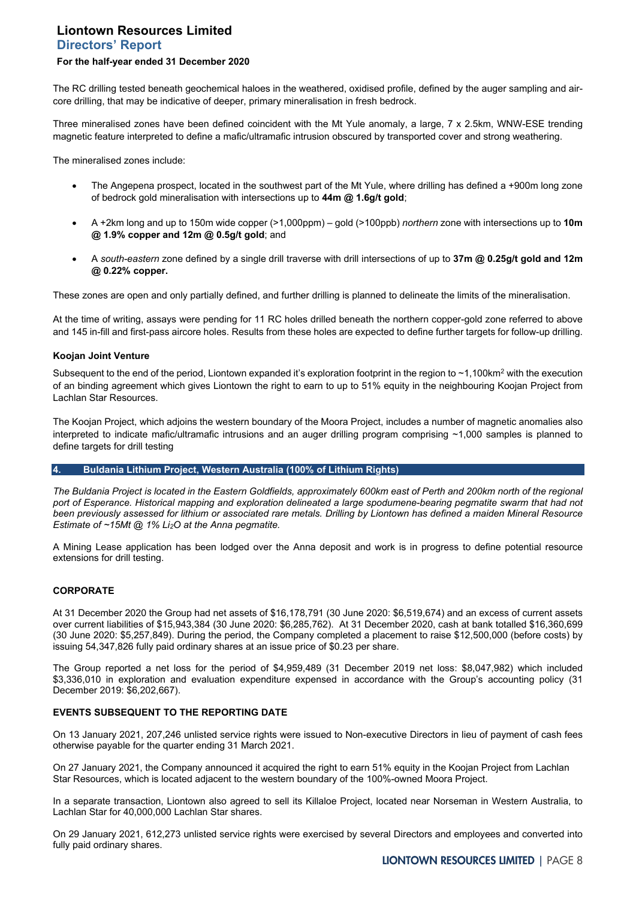The RC drilling tested beneath geochemical haloes in the weathered, oxidised profile, defined by the auger sampling and air-core drilling, that may be indicative of deeper, primary mineralisation in fresh bedrock.

Three mineralised zones have been defined coincident with the Mt Yule anomaly, a large, 7 x 2.5km, WNW-ESE trending magnetic feature interpreted to define a mafic/ultramafic intrusion obscured by transported cover and strong weathering.

The mineralised zones include:

- The Angepena prospect, located in the southwest part of the Mt Yule, where drilling has defined a +900m long zone of bedrock gold mineralisation with intersections up to **44m @ 1.6g/t gold**;
- A +2km long and up to 150m wide copper (>1,000ppm) – gold (>100ppb) *northern* zone with intersections up to **10m @ 1.9% copper and 12m @ 0.5g/t gold**; and
- A *south-eastern* zone defined by a single drill traverse with drill intersections of up to **37m @ 0.25g/t gold and 12m @ 0.22% copper.**

These zones are open and only partially defined, and further drilling is planned to delineate the limits of the mineralisation.

At the time of writing, assays were pending for 11 RC holes drilled beneath the northern copper-gold zone referred to above and 145 in-fill and first-pass aircore holes. Results from these holes are expected to define further targets for follow-up drilling.

#### Koojan Joint Venture

Subsequent to the end of the period, Liontown expanded it's exploration footprint in the region to ~1,100km$^2$ with the execution of an binding agreement which gives Liontown the right to earn to up to 51% equity in the neighbouring Koojan Project from Lachlan Star Resources.

The Koojan Project, which adjoins the western boundary of the Moora Project, includes a number of magnetic anomalies also interpreted to indicate mafic/ultramafic intrusions and an auger drilling program comprising ~1,000 samples is planned to define targets for drill testing

### 4. Buldania Lithium Project, Western Australia (100% of Lithium Rights)

*The Buldania Project is located in the Eastern Goldfields, approximately 600km east of Perth and 200km north of the regional port of Esperance. Historical mapping and exploration delineated a large spodumene-bearing pegmatite swarm that had not been previously assessed for lithium or associated rare metals. Drilling by Liontown has defined a maiden Mineral Resource Estimate of ~15Mt @ 1% $Li_2O$ at the Anna pegmatite.*

A Mining Lease application has been lodged over the Anna deposit and work is in progress to define potential resource extensions for drill testing.

## CORPORATE

At 31 December 2020 the Group had net assets of $16,178,791 (30 June 2020: $6,519,674) and an excess of current assets over current liabilities of $15,943,384 (30 June 2020: $6,285,762). At 31 December 2020, cash at bank totalled $16,360,699 (30 June 2020: $5,257,849). During the period, the Company completed a placement to raise $12,500,000 (before costs) by issuing 54,347,826 fully paid ordinary shares at an issue price of $0.23 per share.

The Group reported a net loss for the period of $4,959,489 (31 December 2019 net loss: $8,047,982) which included $3,336,010 in exploration and evaluation expenditure expensed in accordance with the Group's accounting policy (31 December 2019: $6,202,667).

## EVENTS SUBSEQUENT TO THE REPORTING DATE

On 13 January 2021, 207,246 unlisted service rights were issued to Non-executive Directors in lieu of payment of cash fees otherwise payable for the quarter ending 31 March 2021.

On 27 January 2021, the Company announced it acquired the right to earn 51% equity in the Koojan Project from Lachlan Star Resources, which is located adjacent to the western boundary of the 100%-owned Moora Project.

In a separate transaction, Liontown also agreed to sell its Killaloe Project, located near Norseman in Western Australia, to Lachlan Star for 40,000,000 Lachlan Star shares.

On 29 January 2021, 612,273 unlisted service rights were exercised by several Directors and employees and converted into fully paid ordinary shares.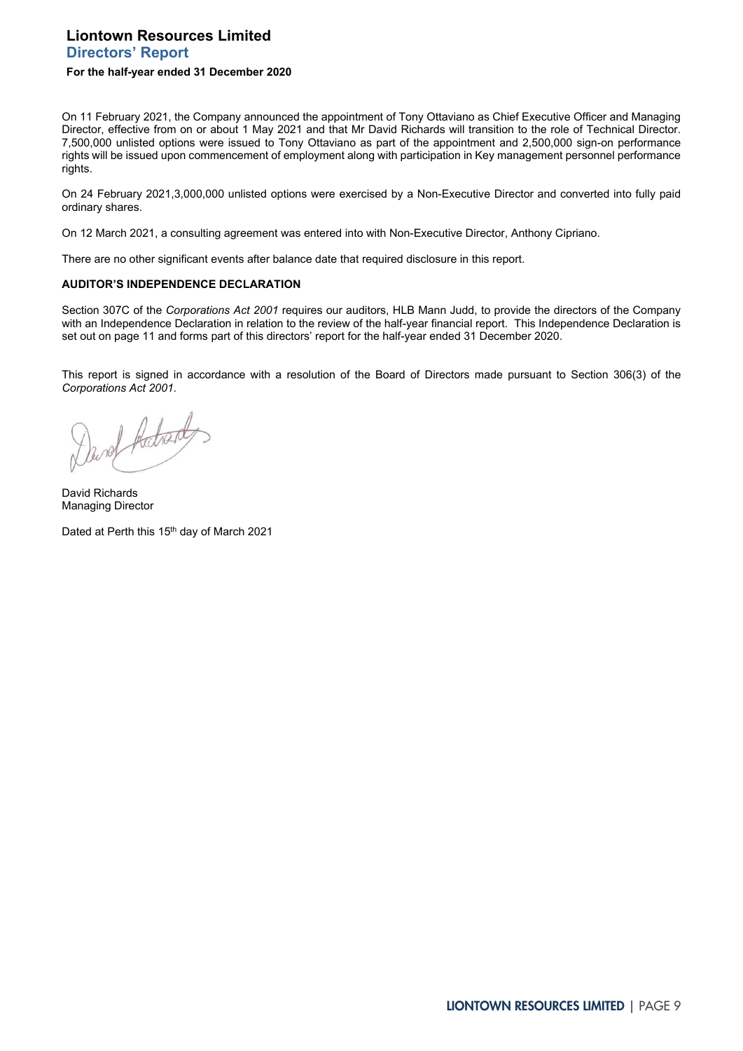On 11 February 2021, the Company announced the appointment of Tony Ottaviano as Chief Executive Officer and Managing Director, effective from on or about 1 May 2021 and that Mr David Richards will transition to the role of Technical Director. 7,500,000 unlisted options were issued to Tony Ottaviano as part of the appointment and 2,500,000 sign-on performance rights will be issued upon commencement of employment along with participation in Key management personnel performance rights.

On 24 February 2021,3,000,000 unlisted options were exercised by a Non-Executive Director and converted into fully paid ordinary shares.

On 12 March 2021, a consulting agreement was entered into with Non-Executive Director, Anthony Cipriano.

There are no other significant events after balance date that required disclosure in this report.

**AUDITOR'S INDEPENDENCE DECLARATION**

Section 307C of the *Corporations Act 2001* requires our auditors, HLB Mann Judd, to provide the directors of the Company with an Independence Declaration in relation to the review of the half-year financial report. This Independence Declaration is set out on page 11 and forms part of this directors' report for the half-year ended 31 December 2020.

This report is signed in accordance with a resolution of the Board of Directors made pursuant to Section 306(3) of the *Corporations Act 2001*.

David Richards
Managing Director

Dated at Perth this 15th day of March 2021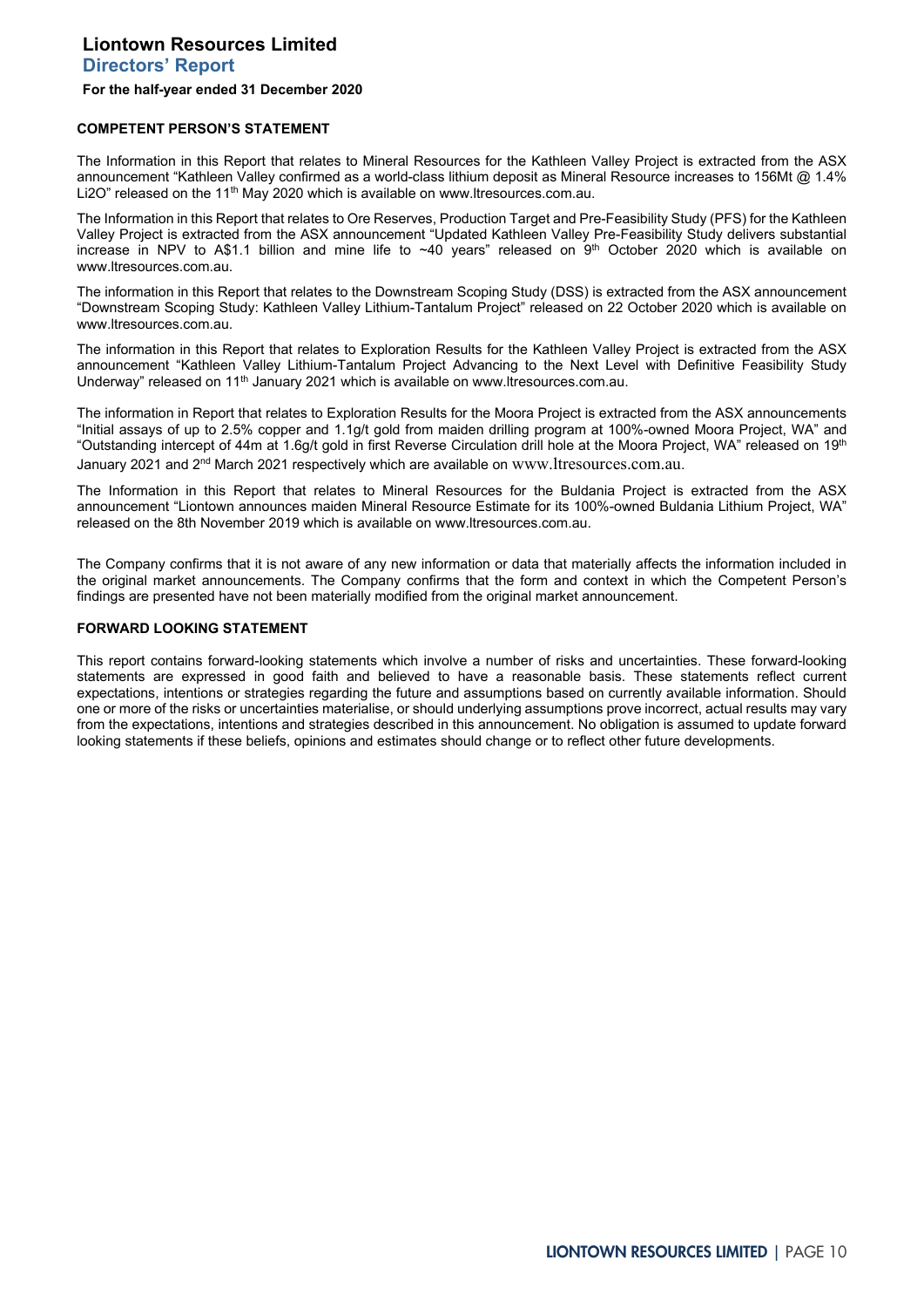## COMPETENT PERSON'S STATEMENT

The Information in this Report that relates to Mineral Resources for the Kathleen Valley Project is extracted from the ASX announcement "Kathleen Valley confirmed as a world-class lithium deposit as Mineral Resource increases to 156Mt @ 1.4% $Li_2O$" released on the 11th May 2020 which is available on www.ltresources.com.au.

The Information in this Report that relates to Ore Reserves, Production Target and Pre-Feasibility Study (PFS) for the Kathleen Valley Project is extracted from the ASX announcement "Updated Kathleen Valley Pre-Feasibility Study delivers substantial increase in NPV to A$1.1 billion and mine life to ~40 years" released on 9th October 2020 which is available on www.ltresources.com.au.

The information in this Report that relates to the Downstream Scoping Study (DSS) is extracted from the ASX announcement "Downstream Scoping Study: Kathleen Valley Lithium-Tantalum Project" released on 22 October 2020 which is available on www.ltresources.com.au.

The information in this Report that relates to Exploration Results for the Kathleen Valley Project is extracted from the ASX announcement "Kathleen Valley Lithium-Tantalum Project Advancing to the Next Level with Definitive Feasibility Study Underway" released on 11th January 2021 which is available on www.ltresources.com.au.

The information in Report that relates to Exploration Results for the Moora Project is extracted from the ASX announcements "Initial assays of up to 2.5% copper and 1.1g/t gold from maiden drilling program at 100%-owned Moora Project, WA" and "Outstanding intercept of 44m at 1.6g/t gold in first Reverse Circulation drill hole at the Moora Project, WA" released on 19th January 2021 and 2nd March 2021 respectively which are available on www.ltresources.com.au.

The Information in this Report that relates to Mineral Resources for the Buldania Project is extracted from the ASX announcement "Liontown announces maiden Mineral Resource Estimate for its 100%-owned Buldania Lithium Project, WA" released on the 8th November 2019 which is available on www.ltresources.com.au.

The Company confirms that it is not aware of any new information or data that materially affects the information included in the original market announcements. The Company confirms that the form and context in which the Competent Person's findings are presented have not been materially modified from the original market announcement.

## FORWARD LOOKING STATEMENT

This report contains forward-looking statements which involve a number of risks and uncertainties. These forward-looking statements are expressed in good faith and believed to have a reasonable basis. These statements reflect current expectations, intentions or strategies regarding the future and assumptions based on currently available information. Should one or more of the risks or uncertainties materialise, or should underlying assumptions prove incorrect, actual results may vary from the expectations, intentions and strategies described in this announcement. No obligation is assumed to update forward looking statements if these beliefs, opinions and estimates should change or to reflect other future developments.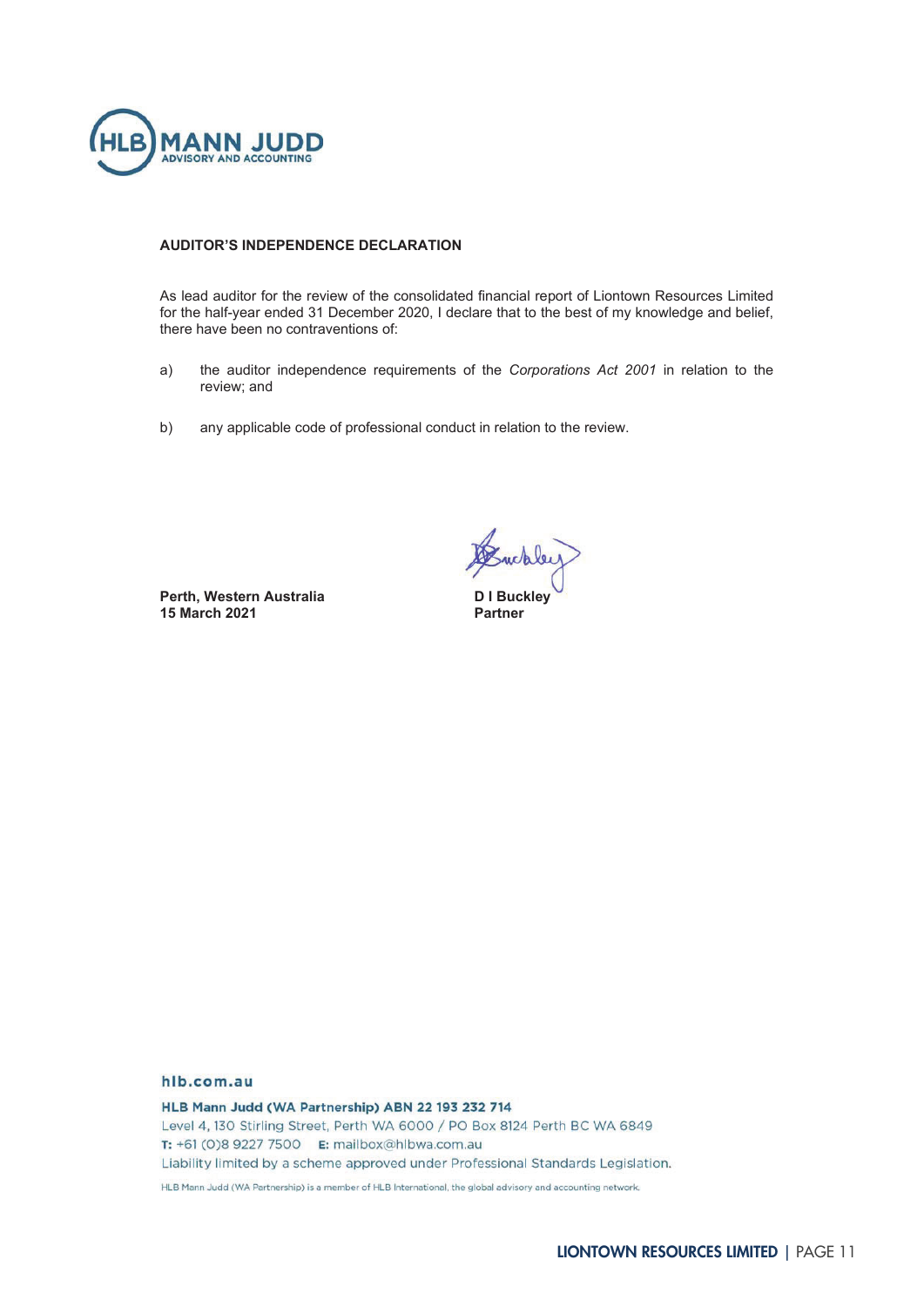HLB MANN JUDD
ADVISORY AND ACCOUNTING

**AUDITOR'S INDEPENDENCE DECLARATION**

As lead auditor for the review of the consolidated financial report of Liontown Resources Limited for the half-year ended 31 December 2020, I declare that to the best of my knowledge and belief, there have been no contraventions of:

a) the auditor independence requirements of the *Corporations Act 2001* in relation to the review; and

b) any applicable code of professional conduct in relation to the review.

**Perth, Western Australia**
**15 March 2021**

**D I Buckley**
**Partner**

hlb.com.au

**HLB Mann Judd (WA Partnership) ABN 22 193 232 714**
Level 4, 130 Stirling Street, Perth WA 6000 / PO Box 8124 Perth BC WA 6849
**T:** +61 (0)8 9227 7500 **E:** mailbox@hlbwa.com.au
Liability limited by a scheme approved under Professional Standards Legislation.

HLB Mann Judd (WA Partnership) is a member of HLB International, the global advisory and accounting network.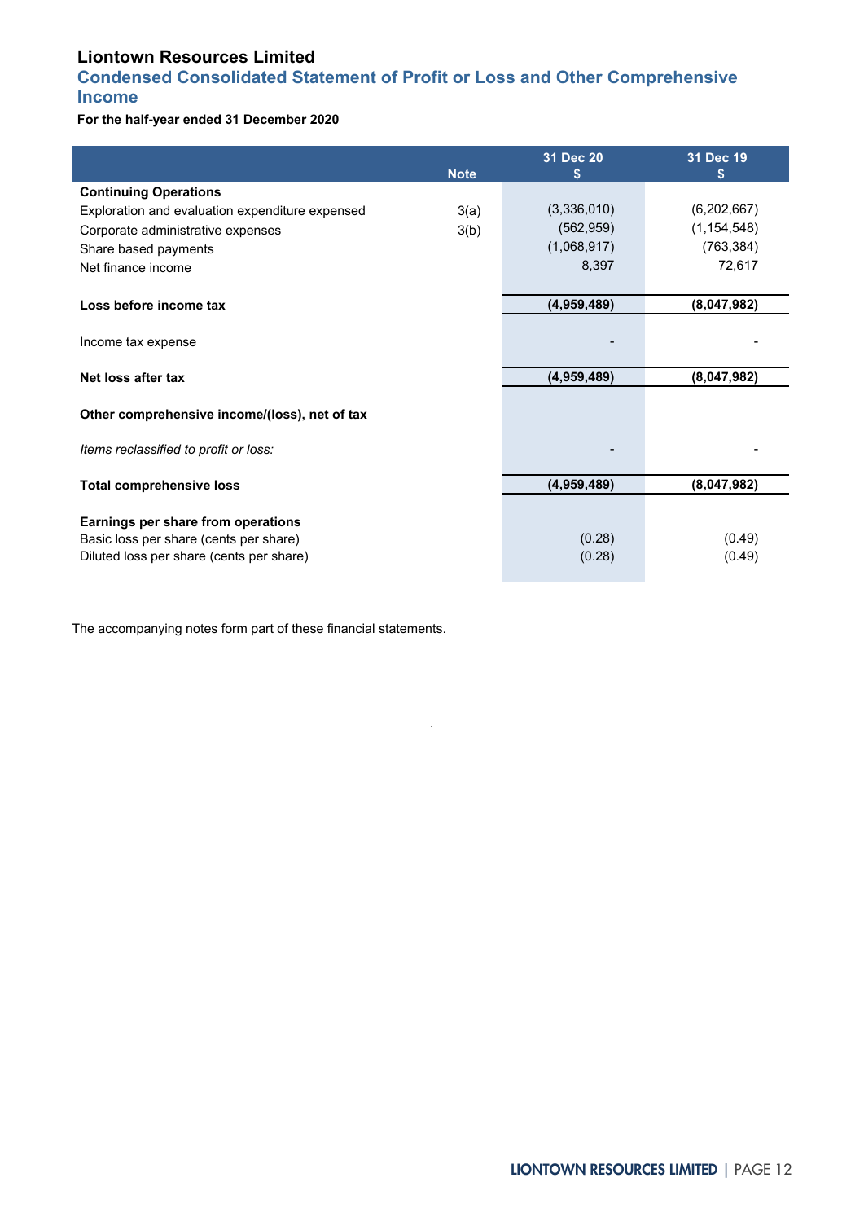# Liontown Resources Limited

## Condensed Consolidated Statement of Profit or Loss and Other Comprehensive Income

**For the half-year ended 31 December 2020**

| | Note | 31 Dec 20 $ | 31 Dec 19 $ |
|---|---|---|---|
| **Continuing Operations** | | | |
| Exploration and evaluation expenditure expensed | 3(a) | (3,336,010) | (6,202,667) |
| Corporate administrative expenses | 3(b) | (562,959) | (1,154,548) |
| Share based payments | | (1,068,917) | (763,384) |
| Net finance income | | 8,397 | 72,617 |
| **Loss before income tax** | | **(4,959,489)** | **(8,047,982)** |
| Income tax expense | | - | - |
| **Net loss after tax** | | **(4,959,489)** | **(8,047,982)** |
| **Other comprehensive income/(loss), net of tax** | | | |
| *Items reclassified to profit or loss:* | | - | - |
| **Total comprehensive loss** | | **(4,959,489)** | **(8,047,982)** |
| **Earnings per share from operations** | | | |
| Basic loss per share (cents per share) | | (0.28) | (0.49) |
| Diluted loss per share (cents per share) | | (0.28) | (0.49) |

The accompanying notes form part of these financial statements.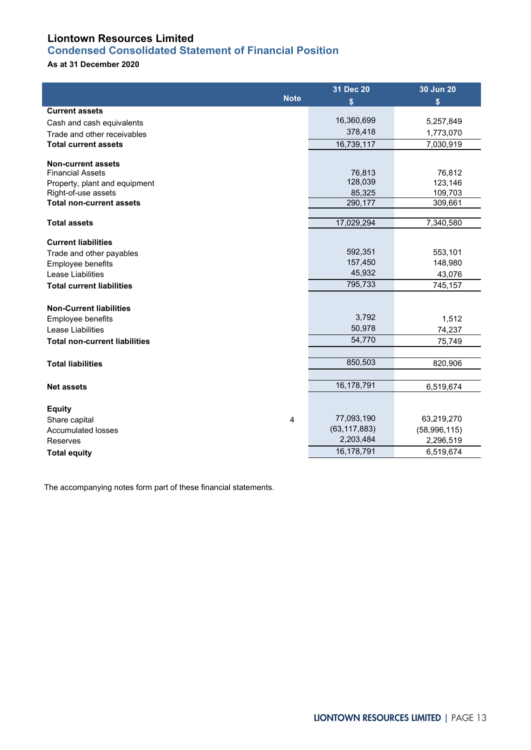# Liontown Resources Limited

## Condensed Consolidated Statement of Financial Position

**As at 31 December 2020**

| | Note | 31 Dec 20 $ | 30 Jun 20 $ |
|---|---|---|---|
| **Current assets** | | | |
| Cash and cash equivalents | | 16,360,699 | 5,257,849 |
| Trade and other receivables | | 378,418 | 1,773,070 |
| **Total current assets** | | 16,739,117 | 7,030,919 |
| | | | |
| **Non-current assets** | | | |
| Financial Assets | | 76,813 | 76,812 |
| Property, plant and equipment | | 128,039 | 123,146 |
| Right-of-use assets | | 85,325 | 109,703 |
| **Total non-current assets** | | 290,177 | 309,661 |
| | | | |
| **Total assets** | | 17,029,294 | 7,340,580 |
| | | | |
| **Current liabilities** | | | |
| Trade and other payables | | 592,351 | 553,101 |
| Employee benefits | | 157,450 | 148,980 |
| Lease Liabilities | | 45,932 | 43,076 |
| **Total current liabilities** | | 795,733 | 745,157 |
| | | | |
| **Non-Current liabilities** | | | |
| Employee benefits | | 3,792 | 1,512 |
| Lease Liabilities | | 50,978 | 74,237 |
| **Total non-current liabilities** | | 54,770 | 75,749 |
| | | | |
| **Total liabilities** | | 850,503 | 820,906 |
| | | | |
| **Net assets** | | 16,178,791 | 6,519,674 |
| | | | |
| **Equity** | | | |
| Share capital | 4 | 77,093,190 | 63,219,270 |
| Accumulated losses | | (63,117,883) | (58,996,115) |
| Reserves | | 2,203,484 | 2,296,519 |
| **Total equity** | | 16,178,791 | 6,519,674 |

The accompanying notes form part of these financial statements.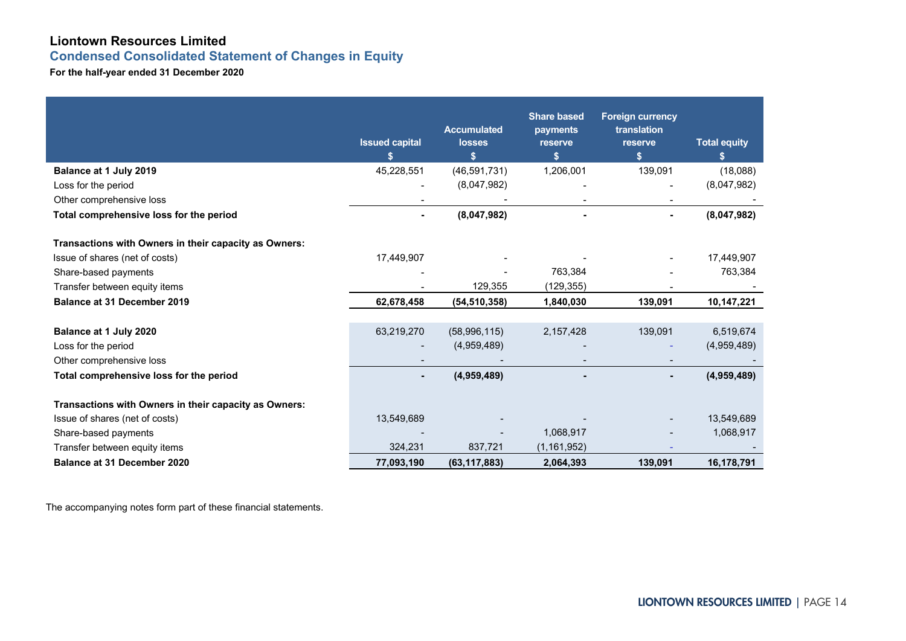# Liontown Resources Limited

## Condensed Consolidated Statement of Changes in Equity

**For the half-year ended 31 December 2020**

| | Issued capital<br>$ | Accumulated losses<br>$ | Share based payments reserve<br>$ | Foreign currency translation reserve<br>$ | Total equity<br>$ |
|---|---|---|---|---|---|
| **Balance at 1 July 2019** | 45,228,551 | (46,591,731) | 1,206,001 | 139,091 | (18,088) |
| Loss for the period | - | (8,047,982) | - | - | (8,047,982) |
| Other comprehensive loss | - | - | - | - | - |
| **Total comprehensive loss for the period** | **-** | **(8,047,982)** | **-** | **-** | **(8,047,982)** |
| | | | | | |
| **Transactions with Owners in their capacity as Owners:** | | | | | |
| Issue of shares (net of costs) | 17,449,907 | - | - | - | 17,449,907 |
| Share-based payments | - | - | 763,384 | - | 763,384 |
| Transfer between equity items | - | 129,355 | (129,355) | - | - |
| **Balance at 31 December 2019** | **62,678,458** | **(54,510,358)** | **1,840,030** | **139,091** | **10,147,221** |
| | | | | | |
| **Balance at 1 July 2020** | 63,219,270 | (58,996,115) | 2,157,428 | 139,091 | 6,519,674 |
| Loss for the period | - | (4,959,489) | - | - | (4,959,489) |
| Other comprehensive loss | - | - | - | - | - |
| **Total comprehensive loss for the period** | **-** | **(4,959,489)** | **-** | **-** | **(4,959,489)** |
| | | | | | |
| **Transactions with Owners in their capacity as Owners:** | | | | | |
| Issue of shares (net of costs) | 13,549,689 | - | - | - | 13,549,689 |
| Share-based payments | - | - | 1,068,917 | - | 1,068,917 |
| Transfer between equity items | 324,231 | 837,721 | (1,161,952) | - | - |
| **Balance at 31 December 2020** | **77,093,190** | **(63,117,883)** | **2,064,393** | **139,091** | **16,178,791** |

The accompanying notes form part of these financial statements.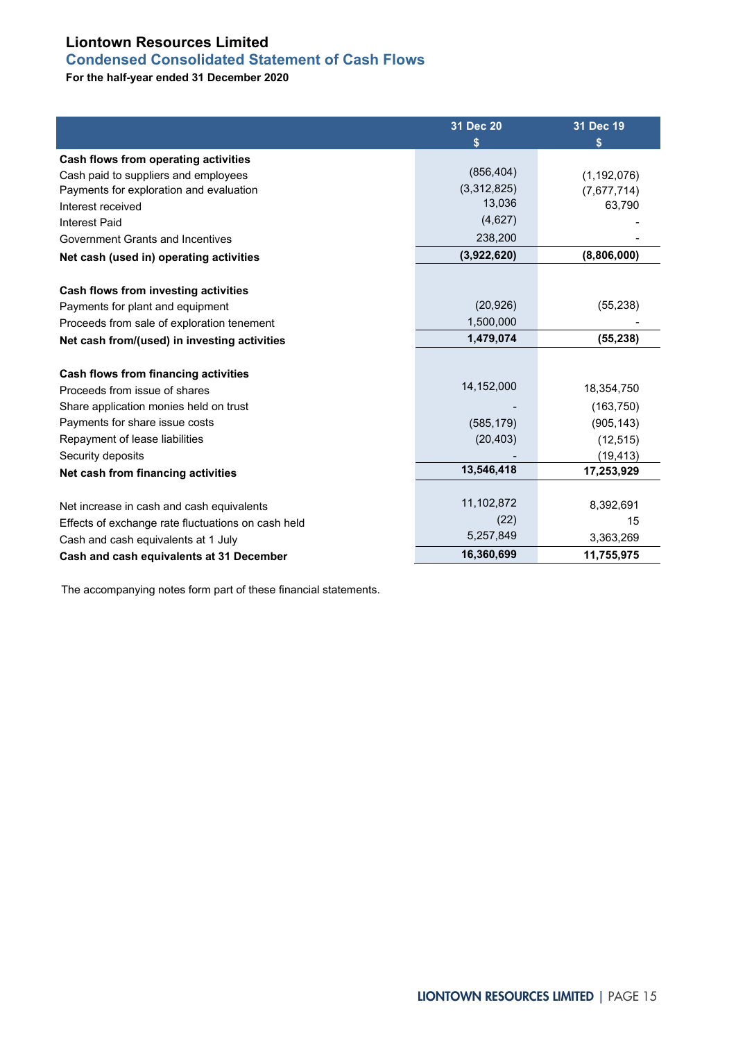# Liontown Resources Limited

## Condensed Consolidated Statement of Cash Flows

**For the half-year ended 31 December 2020**

| | 31 Dec 20<br>$ | 31 Dec 19<br>$ |
|---|---|---|
| **Cash flows from operating activities** | | |
| Cash paid to suppliers and employees | (856,404) | (1,192,076) |
| Payments for exploration and evaluation | (3,312,825) | (7,677,714) |
| Interest received | 13,036 | 63,790 |
| Interest Paid | (4,627) | - |
| Government Grants and Incentives | 238,200 | - |
| **Net cash (used in) operating activities** | **(3,922,620)** | **(8,806,000)** |
| | | |
| **Cash flows from investing activities** | | |
| Payments for plant and equipment | (20,926) | (55,238) |
| Proceeds from sale of exploration tenement | 1,500,000 | - |
| **Net cash from/(used) in investing activities** | **1,479,074** | **(55,238)** |
| | | |
| **Cash flows from financing activities** | | |
| Proceeds from issue of shares | 14,152,000 | 18,354,750 |
| Share application monies held on trust | - | (163,750) |
| Payments for share issue costs | (585,179) | (905,143) |
| Repayment of lease liabilities | (20,403) | (12,515) |
| Security deposits | - | (19,413) |
| **Net cash from financing activities** | **13,546,418** | **17,253,929** |
| | | |
| Net increase in cash and cash equivalents | 11,102,872 | 8,392,691 |
| Effects of exchange rate fluctuations on cash held | (22) | 15 |
| Cash and cash equivalents at 1 July | 5,257,849 | 3,363,269 |
| **Cash and cash equivalents at 31 December** | **16,360,699** | **11,755,975** |

The accompanying notes form part of these financial statements.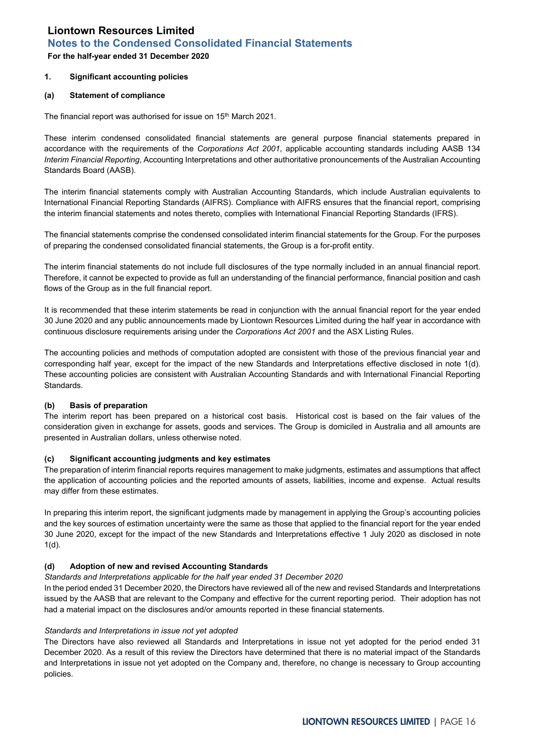# Liontown Resources Limited

## Notes to the Condensed Consolidated Financial Statements

**For the half-year ended 31 December 2020**

### 1. Significant accounting policies

#### (a) Statement of compliance

The financial report was authorised for issue on 15th March 2021.

These interim condensed consolidated financial statements are general purpose financial statements prepared in accordance with the requirements of the *Corporations Act 2001*, applicable accounting standards including AASB 134 *Interim Financial Reporting*, Accounting Interpretations and other authoritative pronouncements of the Australian Accounting Standards Board (AASB).

The interim financial statements comply with Australian Accounting Standards, which include Australian equivalents to International Financial Reporting Standards (AIFRS). Compliance with AIFRS ensures that the financial report, comprising the interim financial statements and notes thereto, complies with International Financial Reporting Standards (IFRS).

The financial statements comprise the condensed consolidated interim financial statements for the Group. For the purposes of preparing the condensed consolidated financial statements, the Group is a for-profit entity.

The interim financial statements do not include full disclosures of the type normally included in an annual financial report. Therefore, it cannot be expected to provide as full an understanding of the financial performance, financial position and cash flows of the Group as in the full financial report.

It is recommended that these interim statements be read in conjunction with the annual financial report for the year ended 30 June 2020 and any public announcements made by Liontown Resources Limited during the half year in accordance with continuous disclosure requirements arising under the *Corporations Act 2001* and the ASX Listing Rules.

The accounting policies and methods of computation adopted are consistent with those of the previous financial year and corresponding half year, except for the impact of the new Standards and Interpretations effective disclosed in note 1(d). These accounting policies are consistent with Australian Accounting Standards and with International Financial Reporting Standards.

#### (b) Basis of preparation

The interim report has been prepared on a historical cost basis. Historical cost is based on the fair values of the consideration given in exchange for assets, goods and services. The Group is domiciled in Australia and all amounts are presented in Australian dollars, unless otherwise noted.

#### (c) Significant accounting judgments and key estimates

The preparation of interim financial reports requires management to make judgments, estimates and assumptions that affect the application of accounting policies and the reported amounts of assets, liabilities, income and expense. Actual results may differ from these estimates.

In preparing this interim report, the significant judgments made by management in applying the Group's accounting policies and the key sources of estimation uncertainty were the same as those that applied to the financial report for the year ended 30 June 2020, except for the impact of the new Standards and Interpretations effective 1 July 2020 as disclosed in note 1(d).

#### (d) Adoption of new and revised Accounting Standards

*Standards and Interpretations applicable for the half year ended 31 December 2020*

In the period ended 31 December 2020, the Directors have reviewed all of the new and revised Standards and Interpretations issued by the AASB that are relevant to the Company and effective for the current reporting period. Their adoption has not had a material impact on the disclosures and/or amounts reported in these financial statements.

*Standards and Interpretations in issue not yet adopted*

The Directors have also reviewed all Standards and Interpretations in issue not yet adopted for the period ended 31 December 2020. As a result of this review the Directors have determined that there is no material impact of the Standards and Interpretations in issue not yet adopted on the Company and, therefore, no change is necessary to Group accounting policies.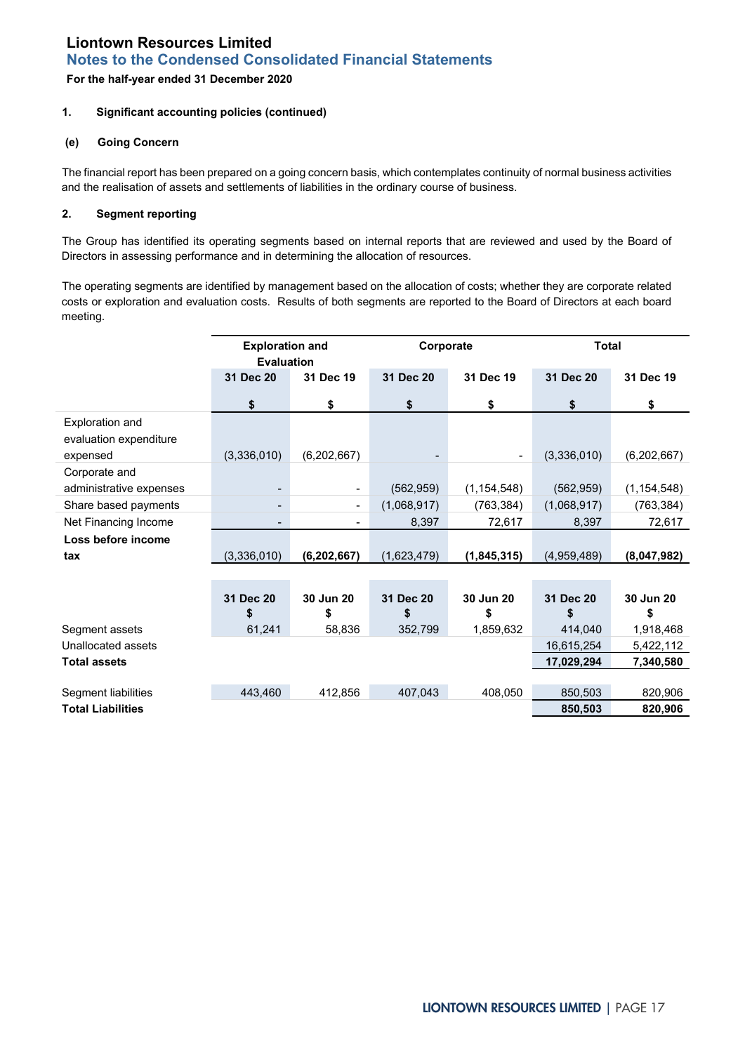# Liontown Resources Limited

## Notes to the Condensed Consolidated Financial Statements

**For the half-year ended 31 December 2020**

**1. Significant accounting policies (continued)**

**(e) Going Concern**

The financial report has been prepared on a going concern basis, which contemplates continuity of normal business activities and the realisation of assets and settlements of liabilities in the ordinary course of business.

**2. Segment reporting**

The Group has identified its operating segments based on internal reports that are reviewed and used by the Board of Directors in assessing performance and in determining the allocation of resources.

The operating segments are identified by management based on the allocation of costs; whether they are corporate related costs or exploration and evaluation costs. Results of both segments are reported to the Board of Directors at each board meeting.

| | Exploration and Evaluation | | Corporate | | Total | |
|---|---|---|---|---|---|---|
| | 31 Dec 20 | 31 Dec 19 | 31 Dec 20 | 31 Dec 19 | 31 Dec 20 | 31 Dec 19 |
| | $ | $ | $ | $ | $ | $ |
| Exploration and evaluation expenditure expensed | (3,336,010) | (6,202,667) | - | - | (3,336,010) | (6,202,667) |
| Corporate and administrative expenses | - | - | (562,959) | (1,154,548) | (562,959) | (1,154,548) |
| Share based payments | - | - | (1,068,917) | (763,384) | (1,068,917) | (763,384) |
| Net Financing Income | - | - | 8,397 | 72,617 | 8,397 | 72,617 |
| **Loss before income tax** | (3,336,010) | **(6,202,667)** | (1,623,479) | **(1,845,315)** | (4,959,489) | **(8,047,982)** |

| | 31 Dec 20 $ | 30 Jun 20 $ | 31 Dec 20 $ | 30 Jun 20 $ | 31 Dec 20 $ | 30 Jun 20 $ |
|---|---|---|---|---|---|---|
| Segment assets | 61,241 | 58,836 | 352,799 | 1,859,632 | 414,040 | 1,918,468 |
| Unallocated assets | | | | | 16,615,254 | 5,422,112 |
| **Total assets** | | | | | **17,029,294** | **7,340,580** |
| | | | | | | |
| Segment liabilities | 443,460 | 412,856 | 407,043 | 408,050 | 850,503 | 820,906 |
| **Total Liabilities** | | | | | **850,503** | **820,906** |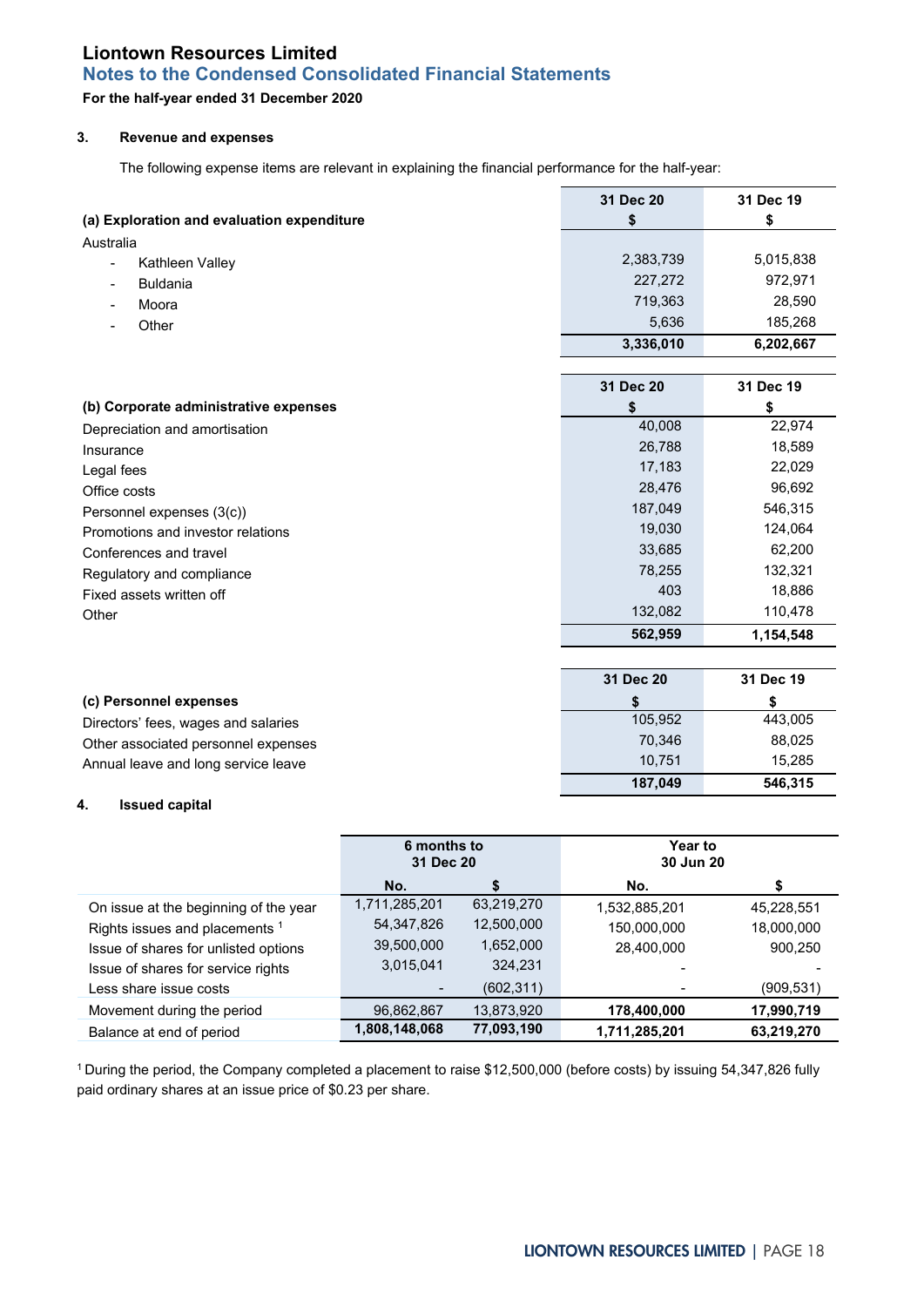# Liontown Resources Limited

## Notes to the Condensed Consolidated Financial Statements

**For the half-year ended 31 December 2020**

### 3. Revenue and expenses

The following expense items are relevant in explaining the financial performance for the half-year:

| (a) Exploration and evaluation expenditure | 31 Dec 20<br>$ | 31 Dec 19<br>$ |
|---|---|---|
| Australia | | |
| - Kathleen Valley | 2,383,739 | 5,015,838 |
| - Buldania | 227,272 | 972,971 |
| - Moora | 719,363 | 28,590 |
| - Other | 5,636 | 185,268 |
| | **3,336,010** | **6,202,667** |

| (b) Corporate administrative expenses | 31 Dec 20<br>$ | 31 Dec 19<br>$ |
|---|---|---|
| Depreciation and amortisation | 40,008 | 22,974 |
| Insurance | 26,788 | 18,589 |
| Legal fees | 17,183 | 22,029 |
| Office costs | 28,476 | 96,692 |
| Personnel expenses (3(c)) | 187,049 | 546,315 |
| Promotions and investor relations | 19,030 | 124,064 |
| Conferences and travel | 33,685 | 62,200 |
| Regulatory and compliance | 78,255 | 132,321 |
| Fixed assets written off | 403 | 18,886 |
| Other | 132,082 | 110,478 |
| | **562,959** | **1,154,548** |

| (c) Personnel expenses | 31 Dec 20<br>$ | 31 Dec 19<br>$ |
|---|---|---|
| Directors' fees, wages and salaries | 105,952 | 443,005 |
| Other associated personnel expenses | 70,346 | 88,025 |
| Annual leave and long service leave | 10,751 | 15,285 |
| | **187,049** | **546,315** |

### 4. Issued capital

| | 6 months to 31 Dec 20 | | Year to 30 Jun 20 | |
|---|---|---|---|---|
| | **No.** | **$** | **No.** | **$** |
| On issue at the beginning of the year | 1,711,285,201 | 63,219,270 | 1,532,885,201 | 45,228,551 |
| Rights issues and placements [1] | 54,347,826 | 12,500,000 | 150,000,000 | 18,000,000 |
| Issue of shares for unlisted options | 39,500,000 | 1,652,000 | 28,400,000 | 900,250 |
| Issue of shares for service rights | 3,015,041 | 324,231 | - | - |
| Less share issue costs | - | (602,311) | - | (909,531) |
| Movement during the period | 96,862,867 | 13,873,920 | **178,400,000** | **17,990,719** |
| Balance at end of period | **1,808,148,068** | **77,093,190** | **1,711,285,201** | **63,219,270** |

[1] During the period, the Company completed a placement to raise $12,500,000 (before costs) by issuing 54,347,826 fully paid ordinary shares at an issue price of $0.23 per share.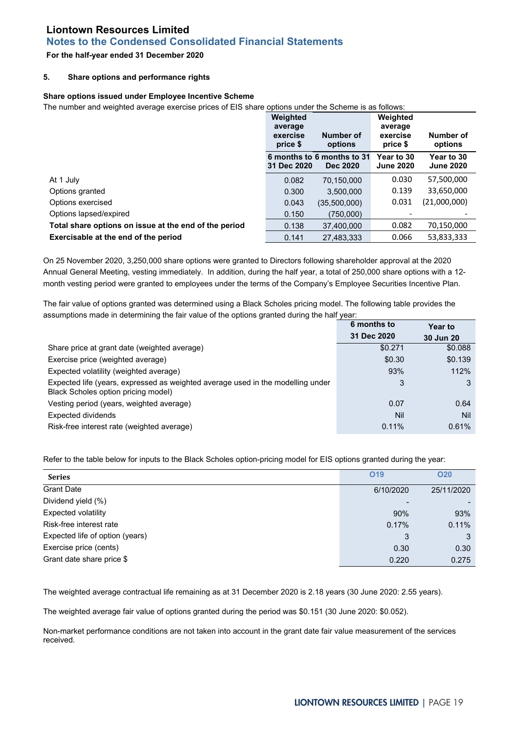**Liontown Resources Limited**

**Notes to the Condensed Consolidated Financial Statements**

**For the half-year ended 31 December 2020**

**5. Share options and performance rights**

**Share options issued under Employee Incentive Scheme**

The number and weighted average exercise prices of EIS share options under the Scheme is as follows:

| | Weighted average exercise price $ | Number of options | Weighted average exercise price $ | Number of options |
|---|---|---|---|---|
| | 6 months to 31 Dec 2020 | 6 months to 31 Dec 2020 | Year to 30 June 2020 | Year to 30 June 2020 |
| At 1 July | 0.082 | 70,150,000 | 0.030 | 57,500,000 |
| Options granted | 0.300 | 3,500,000 | 0.139 | 33,650,000 |
| Options exercised | 0.043 | (35,500,000) | 0.031 | (21,000,000) |
| Options lapsed/expired | 0.150 | (750,000) | - | - |
| **Total share options on issue at the end of the period** | 0.138 | 37,400,000 | 0.082 | 70,150,000 |
| **Exercisable at the end of the period** | 0.141 | 27,483,333 | 0.066 | 53,833,333 |

On 25 November 2020, 3,250,000 share options were granted to Directors following shareholder approval at the 2020 Annual General Meeting, vesting immediately. In addition, during the half year, a total of 250,000 share options with a 12-month vesting period were granted to employees under the terms of the Company's Employee Securities Incentive Plan.

The fair value of options granted was determined using a Black Scholes pricing model. The following table provides the assumptions made in determining the fair value of the options granted during the half year:

| | 6 months to 31 Dec 2020 | Year to 30 Jun 20 |
|---|---|---|
| Share price at grant date (weighted average) | $0.271 | $0.088 |
| Exercise price (weighted average) | $0.30 | $0.139 |
| Expected volatility (weighted average) | 93% | 112% |
| Expected life (years, expressed as weighted average used in the modelling under Black Scholes option pricing model) | 3 | 3 |
| Vesting period (years, weighted average) | 0.07 | 0.64 |
| Expected dividends | Nil | Nil |
| Risk-free interest rate (weighted average) | 0.11% | 0.61% |

Refer to the table below for inputs to the Black Scholes option-pricing model for EIS options granted during the year:

| Series | O19 | O20 |
|---|---|---|
| Grant Date | 6/10/2020 | 25/11/2020 |
| Dividend yield (%) | - | - |
| Expected volatility | 90% | 93% |
| Risk-free interest rate | 0.17% | 0.11% |
| Expected life of option (years) | 3 | 3 |
| Exercise price (cents) | 0.30 | 0.30 |
| Grant date share price $ | 0.220 | 0.275 |

The weighted average contractual life remaining as at 31 December 2020 is 2.18 years (30 June 2020: 2.55 years).

The weighted average fair value of options granted during the period was $0.151 (30 June 2020: $0.052).

Non-market performance conditions are not taken into account in the grant date fair value measurement of the services received.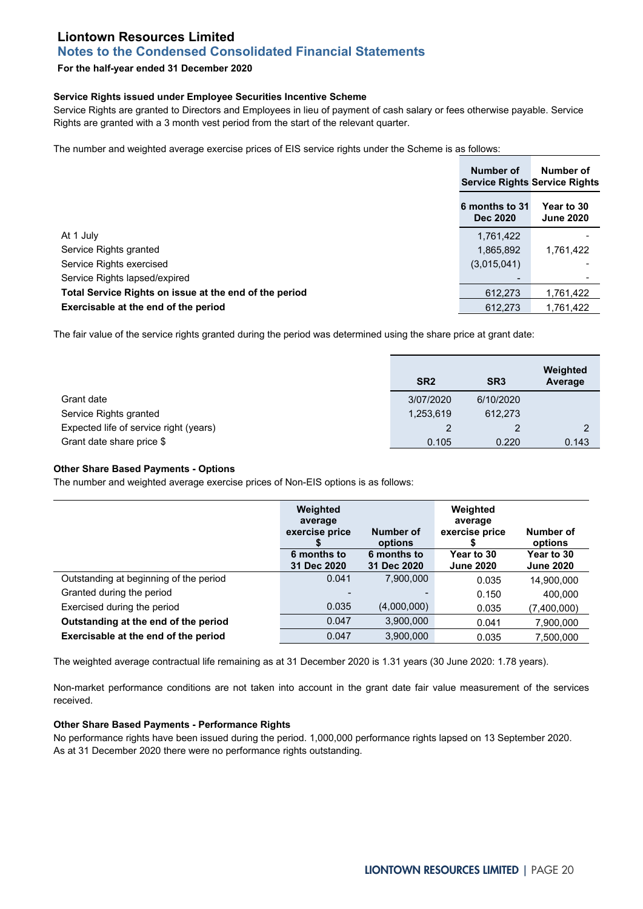# Liontown Resources Limited

## Notes to the Condensed Consolidated Financial Statements

**For the half-year ended 31 December 2020**

**Service Rights issued under Employee Securities Incentive Scheme**

Service Rights are granted to Directors and Employees in lieu of payment of cash salary or fees otherwise payable. Service Rights are granted with a 3 month vest period from the start of the relevant quarter.

The number and weighted average exercise prices of EIS service rights under the Scheme is as follows:

| | Number of Service Rights | Number of Service Rights |
|---|---|---|
| | 6 months to 31 Dec 2020 | Year to 30 June 2020 |
| At 1 July | 1,761,422 | - |
| Service Rights granted | 1,865,892 | 1,761,422 |
| Service Rights exercised | (3,015,041) | - |
| Service Rights lapsed/expired | - | - |
| **Total Service Rights on issue at the end of the period** | 612,273 | 1,761,422 |
| **Exercisable at the end of the period** | 612,273 | 1,761,422 |

The fair value of the service rights granted during the period was determined using the share price at grant date:

| | SR2 | SR3 | Weighted Average |
|---|---|---|---|
| Grant date | 3/07/2020 | 6/10/2020 | |
| Service Rights granted | 1,253,619 | 612,273 | |
| Expected life of service right (years) | 2 | 2 | 2 |
| Grant date share price $ | 0.105 | 0.220 | 0.143 |

**Other Share Based Payments - Options**

The number and weighted average exercise prices of Non-EIS options is as follows:

| | Weighted average exercise price $ | Number of options | Weighted average exercise price $ | Number of options |
|---|---|---|---|---|
| | 6 months to 31 Dec 2020 | 6 months to 31 Dec 2020 | Year to 30 June 2020 | Year to 30 June 2020 |
| Outstanding at beginning of the period | 0.041 | 7,900,000 | 0.035 | 14,900,000 |
| Granted during the period | - | - | 0.150 | 400,000 |
| Exercised during the period | 0.035 | (4,000,000) | 0.035 | (7,400,000) |
| **Outstanding at the end of the period** | 0.047 | 3,900,000 | 0.041 | 7,900,000 |
| **Exercisable at the end of the period** | 0.047 | 3,900,000 | 0.035 | 7,500,000 |

The weighted average contractual life remaining as at 31 December 2020 is 1.31 years (30 June 2020: 1.78 years).

Non-market performance conditions are not taken into account in the grant date fair value measurement of the services received.

**Other Share Based Payments - Performance Rights**

No performance rights have been issued during the period. 1,000,000 performance rights lapsed on 13 September 2020. As at 31 December 2020 there were no performance rights outstanding.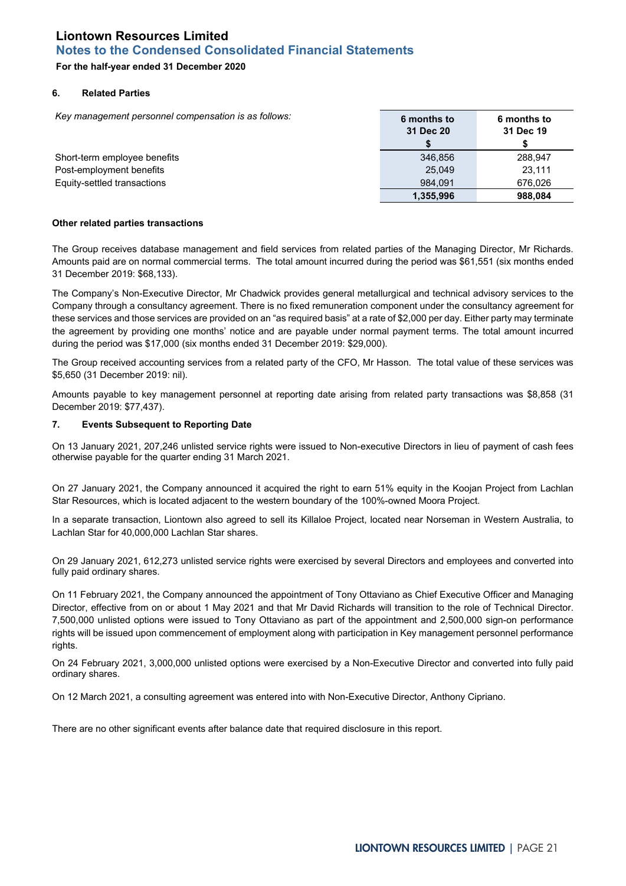# Liontown Resources Limited
## Notes to the Condensed Consolidated Financial Statements
**For the half-year ended 31 December 2020**

### 6. Related Parties

*Key management personnel compensation is as follows:*

| | 6 months to 31 Dec 20 $ | 6 months to 31 Dec 19 $ |
|---|---|---|
| Short-term employee benefits | 346,856 | 288,947 |
| Post-employment benefits | 25,049 | 23,111 |
| Equity-settled transactions | 984,091 | 676,026 |
| | **1,355,996** | **988,084** |

**Other related parties transactions**

The Group receives database management and field services from related parties of the Managing Director, Mr Richards. Amounts paid are on normal commercial terms. The total amount incurred during the period was $61,551 (six months ended 31 December 2019: $68,133).

The Company's Non-Executive Director, Mr Chadwick provides general metallurgical and technical advisory services to the Company through a consultancy agreement. There is no fixed remuneration component under the consultancy agreement for these services and those services are provided on an "as required basis" at a rate of $2,000 per day. Either party may terminate the agreement by providing one months' notice and are payable under normal payment terms. The total amount incurred during the period was $17,000 (six months ended 31 December 2019: $29,000).

The Group received accounting services from a related party of the CFO, Mr Hasson. The total value of these services was $5,650 (31 December 2019: nil).

Amounts payable to key management personnel at reporting date arising from related party transactions was $8,858 (31 December 2019: $77,437).

### 7. Events Subsequent to Reporting Date

On 13 January 2021, 207,246 unlisted service rights were issued to Non-executive Directors in lieu of payment of cash fees otherwise payable for the quarter ending 31 March 2021.

On 27 January 2021, the Company announced it acquired the right to earn 51% equity in the Koojan Project from Lachlan Star Resources, which is located adjacent to the western boundary of the 100%-owned Moora Project.

In a separate transaction, Liontown also agreed to sell its Killaloe Project, located near Norseman in Western Australia, to Lachlan Star for 40,000,000 Lachlan Star shares.

On 29 January 2021, 612,273 unlisted service rights were exercised by several Directors and employees and converted into fully paid ordinary shares.

On 11 February 2021, the Company announced the appointment of Tony Ottaviano as Chief Executive Officer and Managing Director, effective from on or about 1 May 2021 and that Mr David Richards will transition to the role of Technical Director. 7,500,000 unlisted options were issued to Tony Ottaviano as part of the appointment and 2,500,000 sign-on performance rights will be issued upon commencement of employment along with participation in Key management personnel performance rights.

On 24 February 2021, 3,000,000 unlisted options were exercised by a Non-Executive Director and converted into fully paid ordinary shares.

On 12 March 2021, a consulting agreement was entered into with Non-Executive Director, Anthony Cipriano.

There are no other significant events after balance date that required disclosure in this report.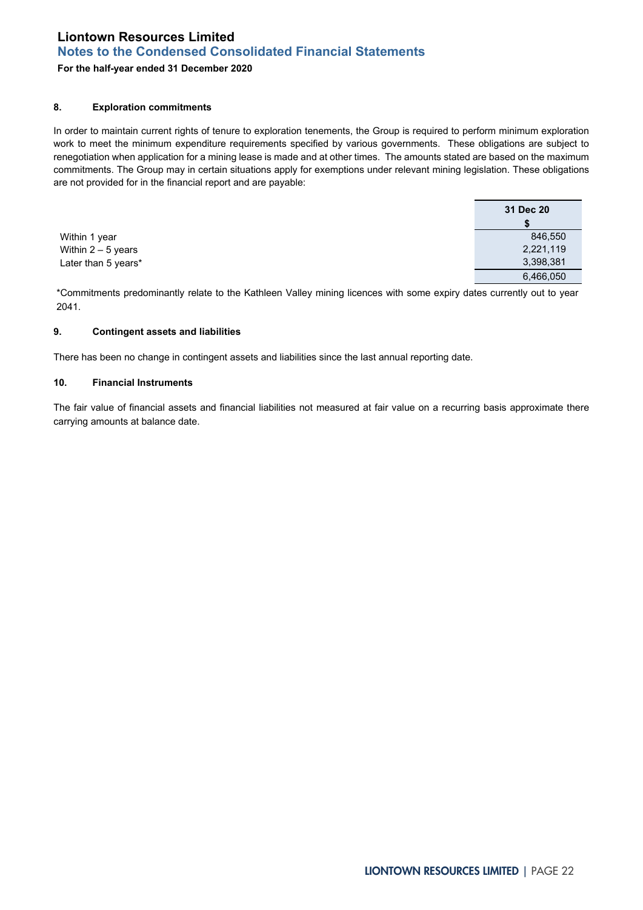## 8. Exploration commitments

In order to maintain current rights of tenure to exploration tenements, the Group is required to perform minimum exploration work to meet the minimum expenditure requirements specified by various governments. These obligations are subject to renegotiation when application for a mining lease is made and at other times. The amounts stated are based on the maximum commitments. The Group may in certain situations apply for exemptions under relevant mining legislation. These obligations are not provided for in the financial report and are payable:

| | 31 Dec 20 $ |
|---|---|
| Within 1 year | 846,550 |
| Within 2 – 5 years | 2,221,119 |
| Later than 5 years* | 3,398,381 |
| | 6,466,050 |

*Commitments predominantly relate to the Kathleen Valley mining licences with some expiry dates currently out to year 2041.

## 9. Contingent assets and liabilities

There has been no change in contingent assets and liabilities since the last annual reporting date.

## 10. Financial Instruments

The fair value of financial assets and financial liabilities not measured at fair value on a recurring basis approximate there carrying amounts at balance date.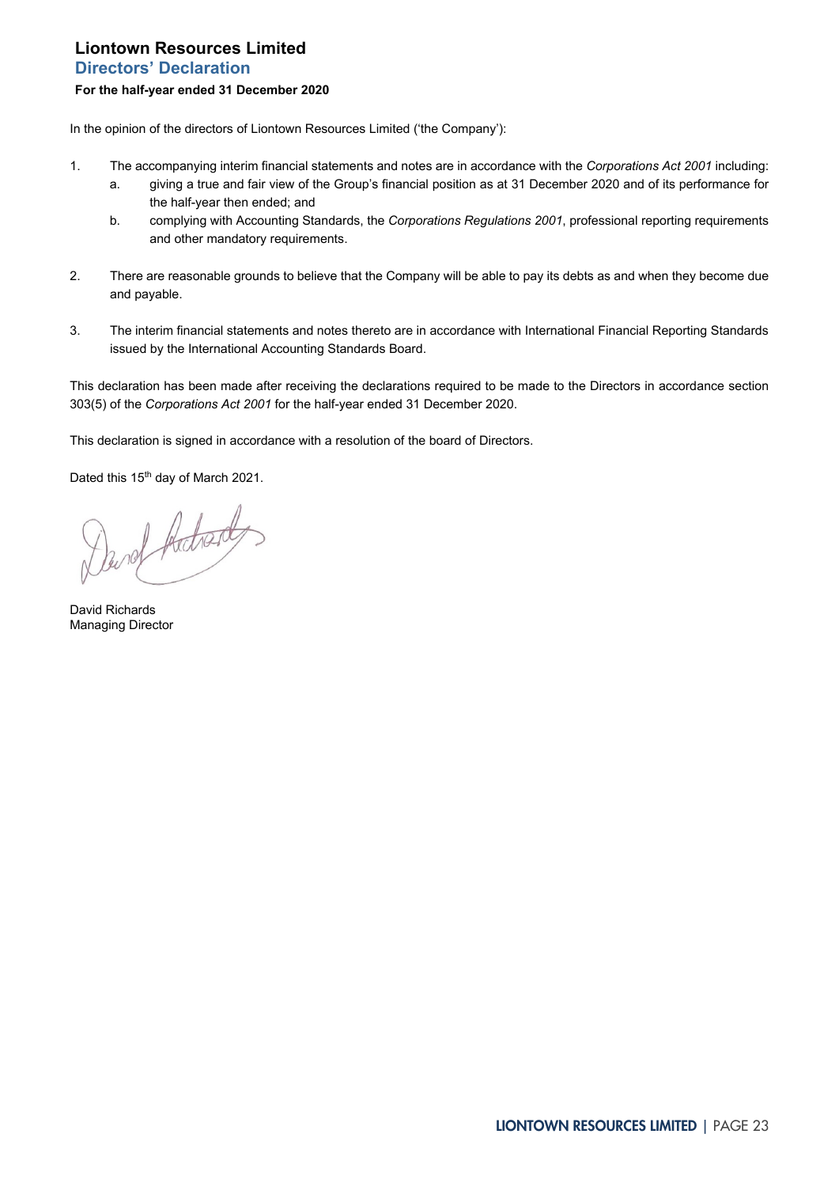# Liontown Resources Limited

## Directors' Declaration

**For the half-year ended 31 December 2020**

In the opinion of the directors of Liontown Resources Limited ('the Company'):

1. The accompanying interim financial statements and notes are in accordance with the *Corporations Act 2001* including:
   a. giving a true and fair view of the Group's financial position as at 31 December 2020 and of its performance for the half-year then ended; and
   b. complying with Accounting Standards, the *Corporations Regulations 2001*, professional reporting requirements and other mandatory requirements.

2. There are reasonable grounds to believe that the Company will be able to pay its debts as and when they become due and payable.

3. The interim financial statements and notes thereto are in accordance with International Financial Reporting Standards issued by the International Accounting Standards Board.

This declaration has been made after receiving the declarations required to be made to the Directors in accordance section 303(5) of the *Corporations Act 2001* for the half-year ended 31 December 2020.

This declaration is signed in accordance with a resolution of the board of Directors.

Dated this 15th day of March 2021.

David Richards
Managing Director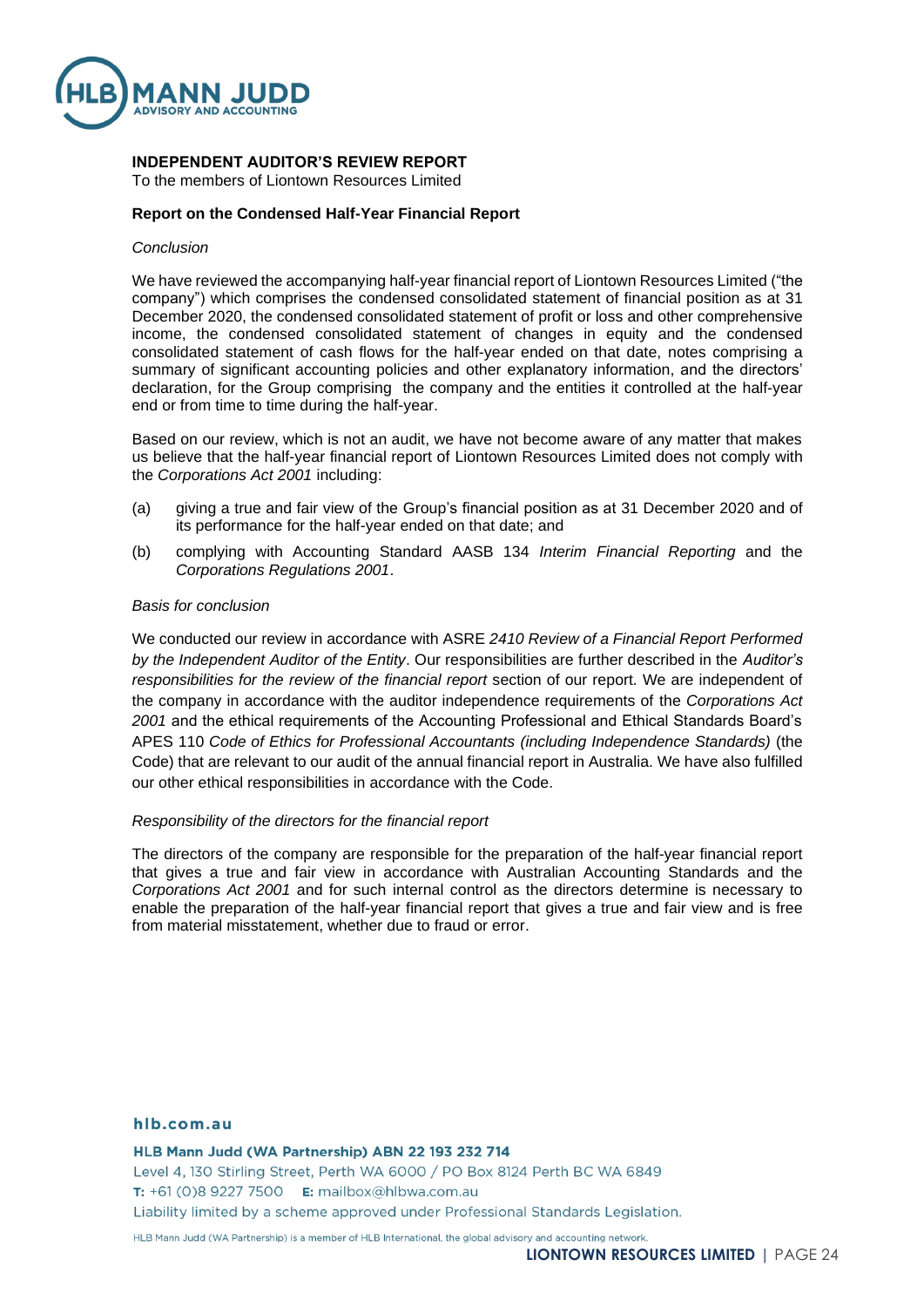**INDEPENDENT AUDITOR'S REVIEW REPORT**

To the members of Liontown Resources Limited

**Report on the Condensed Half-Year Financial Report**

*Conclusion*

We have reviewed the accompanying half-year financial report of Liontown Resources Limited ("the company") which comprises the condensed consolidated statement of financial position as at 31 December 2020, the condensed consolidated statement of profit or loss and other comprehensive income, the condensed consolidated statement of changes in equity and the condensed consolidated statement of cash flows for the half-year ended on that date, notes comprising a summary of significant accounting policies and other explanatory information, and the directors' declaration, for the Group comprising the company and the entities it controlled at the half-year end or from time to time during the half-year.

Based on our review, which is not an audit, we have not become aware of any matter that makes us believe that the half-year financial report of Liontown Resources Limited does not comply with the *Corporations Act 2001* including:

(a) giving a true and fair view of the Group's financial position as at 31 December 2020 and of its performance for the half-year ended on that date; and

(b) complying with Accounting Standard AASB 134 *Interim Financial Reporting* and the *Corporations Regulations 2001*.

*Basis for conclusion*

We conducted our review in accordance with ASRE *2410 Review of a Financial Report Performed by the Independent Auditor of the Entity*. Our responsibilities are further described in the *Auditor's responsibilities for the review of the financial report* section of our report. We are independent of the company in accordance with the auditor independence requirements of the *Corporations Act 2001* and the ethical requirements of the Accounting Professional and Ethical Standards Board's APES 110 *Code of Ethics for Professional Accountants (including Independence Standards)* (the Code) that are relevant to our audit of the annual financial report in Australia. We have also fulfilled our other ethical responsibilities in accordance with the Code.

*Responsibility of the directors for the financial report*

The directors of the company are responsible for the preparation of the half-year financial report that gives a true and fair view in accordance with Australian Accounting Standards and the *Corporations Act 2001* and for such internal control as the directors determine is necessary to enable the preparation of the half-year financial report that gives a true and fair view and is free from material misstatement, whether due to fraud or error.

hlb.com.au

**HLB Mann Judd (WA Partnership) ABN 22 193 232 714**
Level 4, 130 Stirling Street, Perth WA 6000 / PO Box 8124 Perth BC WA 6849
**T:** +61 (0)8 9227 7500 **E:** mailbox@hlbwa.com.au
Liability limited by a scheme approved under Professional Standards Legislation.

HLB Mann Judd (WA Partnership) is a member of HLB International, the global advisory and accounting network.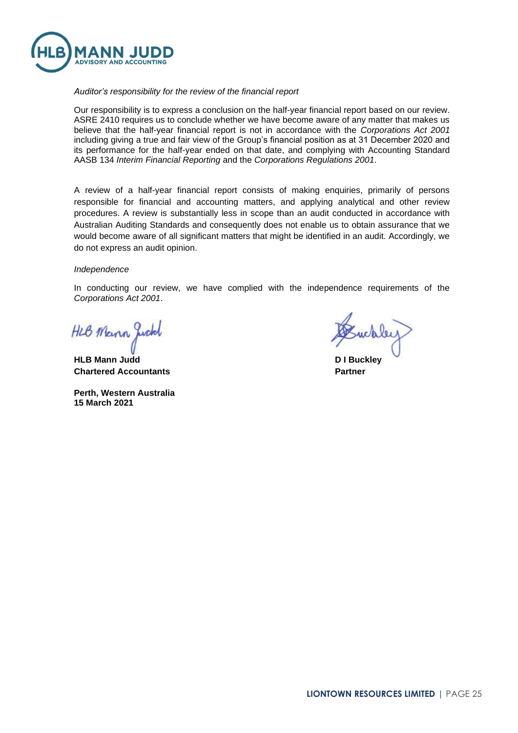*Auditor's responsibility for the review of the financial report*

Our responsibility is to express a conclusion on the half-year financial report based on our review. ASRE 2410 requires us to conclude whether we have become aware of any matter that makes us believe that the half-year financial report is not in accordance with the *Corporations Act 2001* including giving a true and fair view of the Group's financial position as at 31 December 2020 and its performance for the half-year ended on that date, and complying with Accounting Standard AASB 134 *Interim Financial Reporting* and the *Corporations Regulations 2001*.

A review of a half-year financial report consists of making enquiries, primarily of persons responsible for financial and accounting matters, and applying analytical and other review procedures. A review is substantially less in scope than an audit conducted in accordance with Australian Auditing Standards and consequently does not enable us to obtain assurance that we would become aware of all significant matters that might be identified in an audit. Accordingly, we do not express an audit opinion.

*Independence*

In conducting our review, we have complied with the independence requirements of the *Corporations Act 2001*.

**HLB Mann Judd**
**Chartered Accountants**

**Perth, Western Australia**
**15 March 2021**

**D I Buckley**
**Partner**